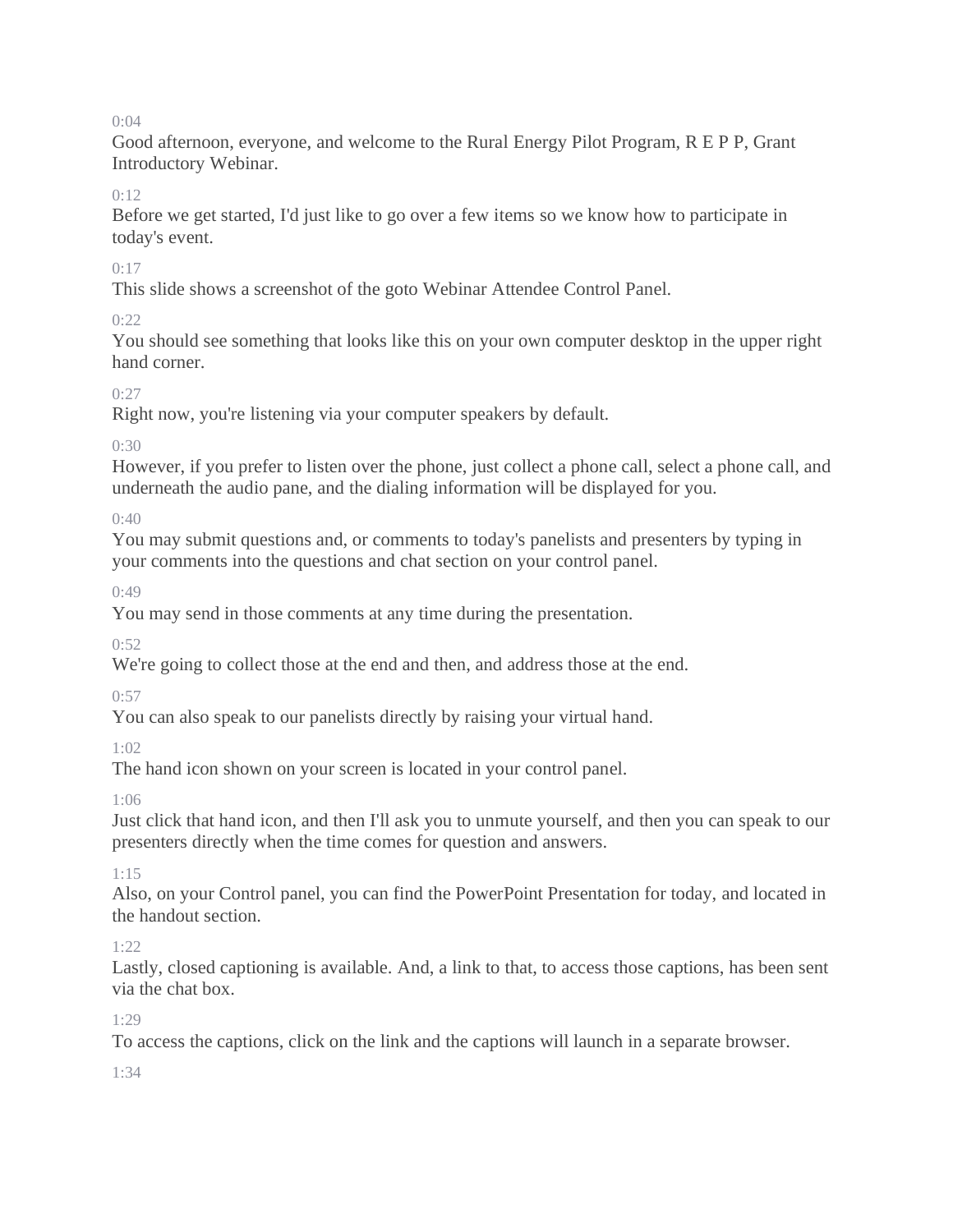0:04

Good afternoon, everyone, and welcome to the Rural Energy Pilot Program, R E P P, Grant Introductory Webinar.

0:12

Before we get started, I'd just like to go over a few items so we know how to participate in today's event.

0:17

This slide shows a screenshot of the goto Webinar Attendee Control Panel.

0:22

You should see something that looks like this on your own computer desktop in the upper right hand corner.

0:27

Right now, you're listening via your computer speakers by default.

0:30

However, if you prefer to listen over the phone, just collect a phone call, select a phone call, and underneath the audio pane, and the dialing information will be displayed for you.

0:40

You may submit questions and, or comments to today's panelists and presenters by typing in your comments into the questions and chat section on your control panel.

0:49

You may send in those comments at any time during the presentation.

0:52

We're going to collect those at the end and then, and address those at the end.

0:57

You can also speak to our panelists directly by raising your virtual hand.

1:02

The hand icon shown on your screen is located in your control panel.

1:06

Just click that hand icon, and then I'll ask you to unmute yourself, and then you can speak to our presenters directly when the time comes for question and answers.

1:15

Also, on your Control panel, you can find the PowerPoint Presentation for today, and located in the handout section.

1:22

Lastly, closed captioning is available. And, a link to that, to access those captions, has been sent via the chat box.

1:29

To access the captions, click on the link and the captions will launch in a separate browser.

1:34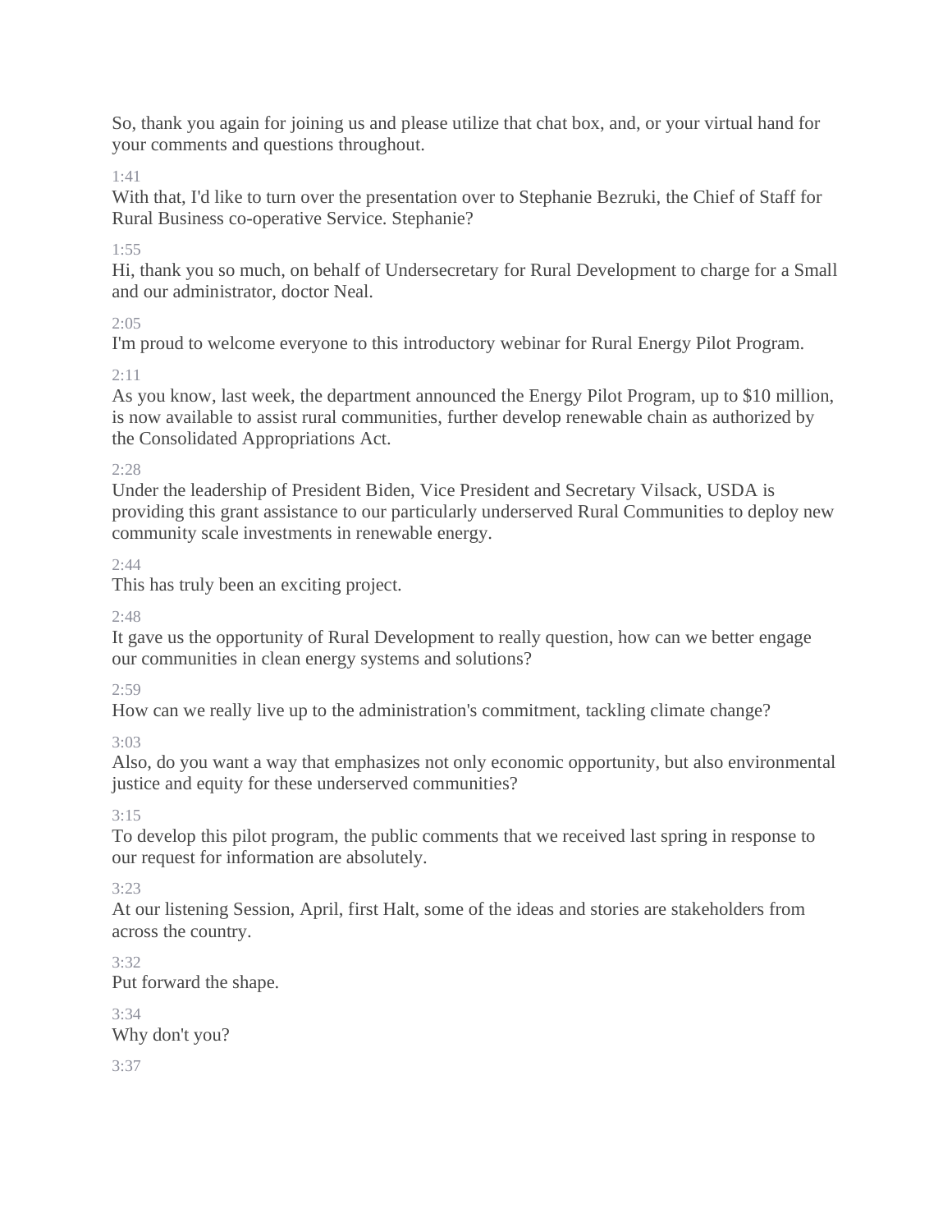So, thank you again for joining us and please utilize that chat box, and, or your virtual hand for your comments and questions throughout.

1:41

With that, I'd like to turn over the presentation over to Stephanie Bezruki, the Chief of Staff for Rural Business co-operative Service. Stephanie?

1:55

Hi, thank you so much, on behalf of Undersecretary for Rural Development to charge for a Small and our administrator, doctor Neal.

2:05

I'm proud to welcome everyone to this introductory webinar for Rural Energy Pilot Program.

2:11

As you know, last week, the department announced the Energy Pilot Program, up to $10 million, is now available to assist rural communities, further develop renewable chain as authorized by the Consolidated Appropriations Act.

2:28

Under the leadership of President Biden, Vice President and Secretary Vilsack, USDA is providing this grant assistance to our particularly underserved Rural Communities to deploy new community scale investments in renewable energy.

2:44

This has truly been an exciting project.

2:48

It gave us the opportunity of Rural Development to really question, how can we better engage our communities in clean energy systems and solutions?

2:59

How can we really live up to the administration's commitment, tackling climate change?

3:03

Also, do you want a way that emphasizes not only economic opportunity, but also environmental justice and equity for these underserved communities?

3:15

To develop this pilot program, the public comments that we received last spring in response to our request for information are absolutely.

3:23

At our listening Session, April, first Halt, some of the ideas and stories are stakeholders from across the country.

3:32

Put forward the shape.

3:34

Why don't you?

3:37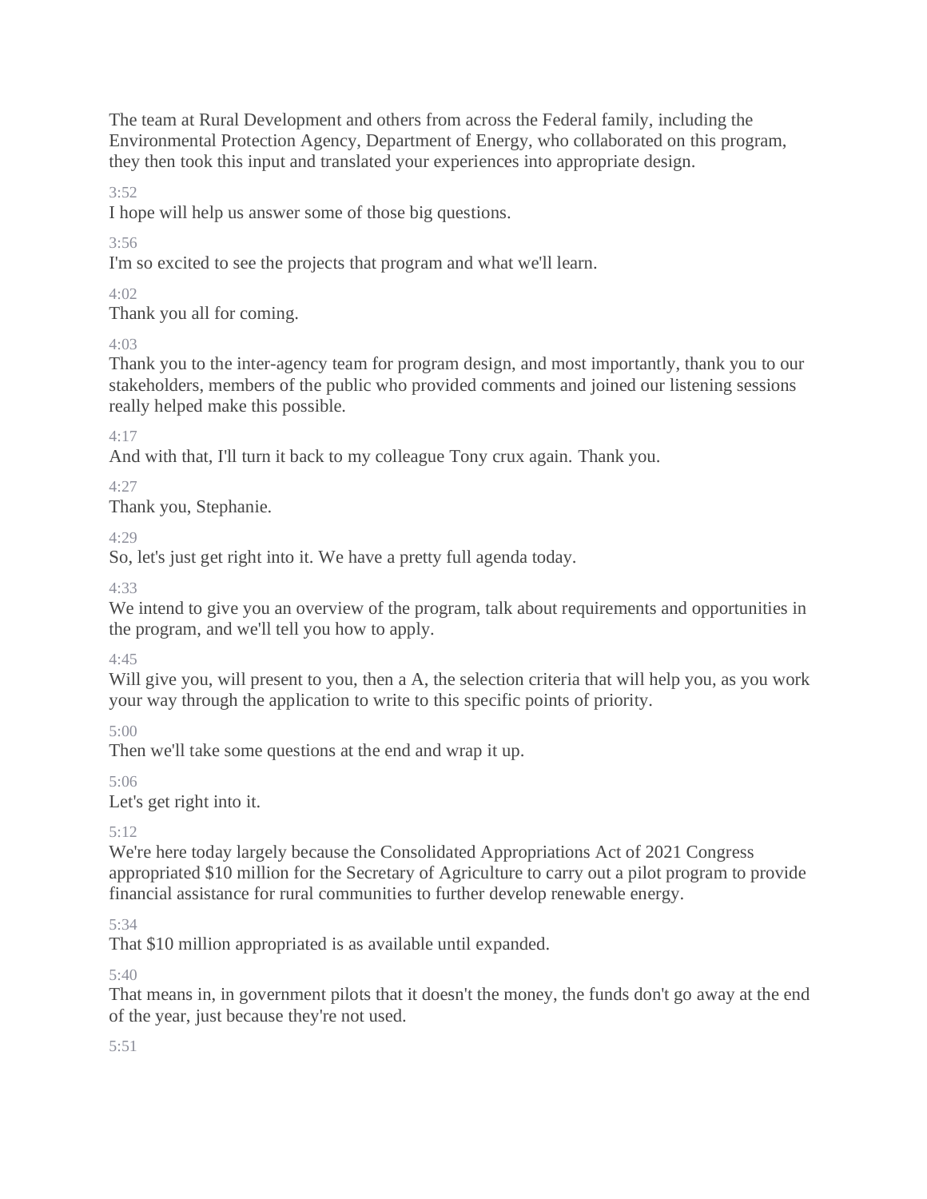The team at Rural Development and others from across the Federal family, including the Environmental Protection Agency, Department of Energy, who collaborated on this program, they then took this input and translated your experiences into appropriate design.

3:52

I hope will help us answer some of those big questions.

3:56

I'm so excited to see the projects that program and what we'll learn.

4:02

Thank you all for coming.

4:03

Thank you to the inter-agency team for program design, and most importantly, thank you to our stakeholders, members of the public who provided comments and joined our listening sessions really helped make this possible.

4:17

And with that, I'll turn it back to my colleague Tony crux again. Thank you.

4:27

Thank you, Stephanie.

4:29

So, let's just get right into it. We have a pretty full agenda today.

4:33

We intend to give you an overview of the program, talk about requirements and opportunities in the program, and we'll tell you how to apply.

4:45

Will give you, will present to you, then a A, the selection criteria that will help you, as you work your way through the application to write to this specific points of priority.

5:00

Then we'll take some questions at the end and wrap it up.

5:06

Let's get right into it.

5:12

We're here today largely because the Consolidated Appropriations Act of 2021 Congress appropriated $10 million for the Secretary of Agriculture to carry out a pilot program to provide financial assistance for rural communities to further develop renewable energy.

5:34

That $10 million appropriated is as available until expanded.

5:40

That means in, in government pilots that it doesn't the money, the funds don't go away at the end of the year, just because they're not used.

5:51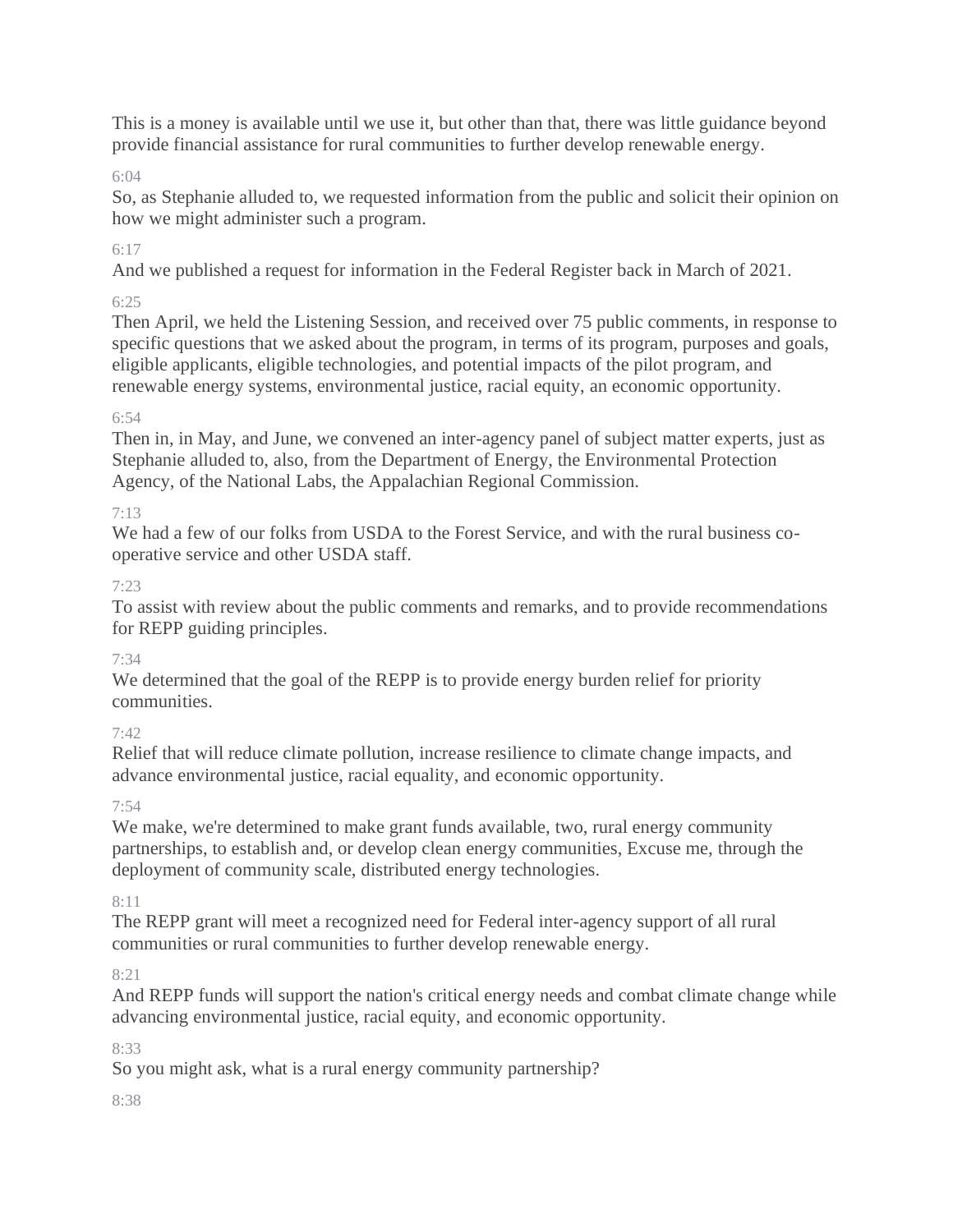This is a money is available until we use it, but other than that, there was little guidance beyond provide financial assistance for rural communities to further develop renewable energy.

6:04

So, as Stephanie alluded to, we requested information from the public and solicit their opinion on how we might administer such a program.

6:17

And we published a request for information in the Federal Register back in March of 2021.

6:25

Then April, we held the Listening Session, and received over 75 public comments, in response to specific questions that we asked about the program, in terms of its program, purposes and goals, eligible applicants, eligible technologies, and potential impacts of the pilot program, and renewable energy systems, environmental justice, racial equity, an economic opportunity.

6:54

Then in, in May, and June, we convened an inter-agency panel of subject matter experts, just as Stephanie alluded to, also, from the Department of Energy, the Environmental Protection Agency, of the National Labs, the Appalachian Regional Commission.

7:13

We had a few of our folks from USDA to the Forest Service, and with the rural business co-operative service and other USDA staff.

7:23

To assist with review about the public comments and remarks, and to provide recommendations for REPP guiding principles.

7:34

We determined that the goal of the REPP is to provide energy burden relief for priority communities.

7:42

Relief that will reduce climate pollution, increase resilience to climate change impacts, and advance environmental justice, racial equality, and economic opportunity.

7:54

We make, we're determined to make grant funds available, two, rural energy community partnerships, to establish and, or develop clean energy communities, Excuse me, through the deployment of community scale, distributed energy technologies.

8:11

The REPP grant will meet a recognized need for Federal inter-agency support of all rural communities or rural communities to further develop renewable energy.

8:21

And REPP funds will support the nation's critical energy needs and combat climate change while advancing environmental justice, racial equity, and economic opportunity.

8:33

So you might ask, what is a rural energy community partnership?

8:38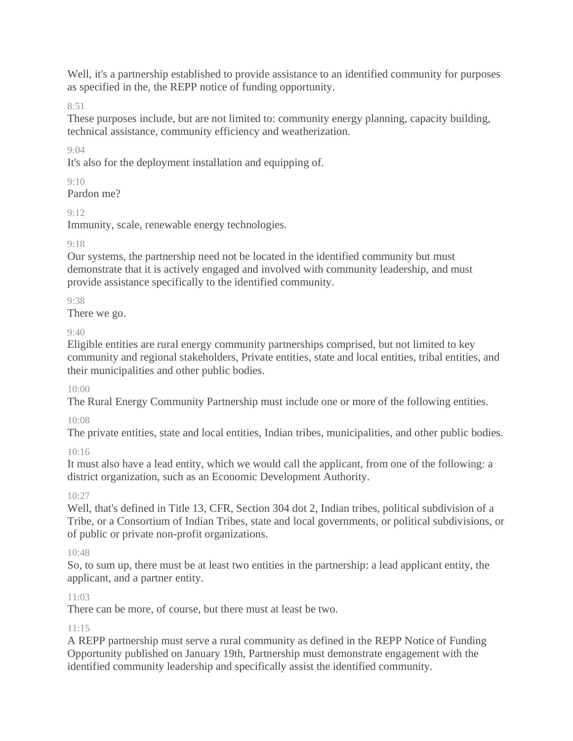Well, it's a partnership established to provide assistance to an identified community for purposes as specified in the, the REPP notice of funding opportunity.

8:51

These purposes include, but are not limited to: community energy planning, capacity building, technical assistance, community efficiency and weatherization.

9:04

It's also for the deployment installation and equipping of.

9:10

Pardon me?

9:12

Immunity, scale, renewable energy technologies.

9:18

Our systems, the partnership need not be located in the identified community but must demonstrate that it is actively engaged and involved with community leadership, and must provide assistance specifically to the identified community.

9:38

There we go.

9:40

Eligible entities are rural energy community partnerships comprised, but not limited to key community and regional stakeholders, Private entities, state and local entities, tribal entities, and their municipalities and other public bodies.

10:00

The Rural Energy Community Partnership must include one or more of the following entities.

10:08

The private entities, state and local entities, Indian tribes, municipalities, and other public bodies.

10:16

It must also have a lead entity, which we would call the applicant, from one of the following: a district organization, such as an Economic Development Authority.

10:27

Well, that's defined in Title 13, CFR, Section 304 dot 2, Indian tribes, political subdivision of a Tribe, or a Consortium of Indian Tribes, state and local governments, or political subdivisions, or of public or private non-profit organizations.

10:48

So, to sum up, there must be at least two entities in the partnership: a lead applicant entity, the applicant, and a partner entity.

11:03

There can be more, of course, but there must at least be two.

11:15

A REPP partnership must serve a rural community as defined in the REPP Notice of Funding Opportunity published on January 19th, Partnership must demonstrate engagement with the identified community leadership and specifically assist the identified community.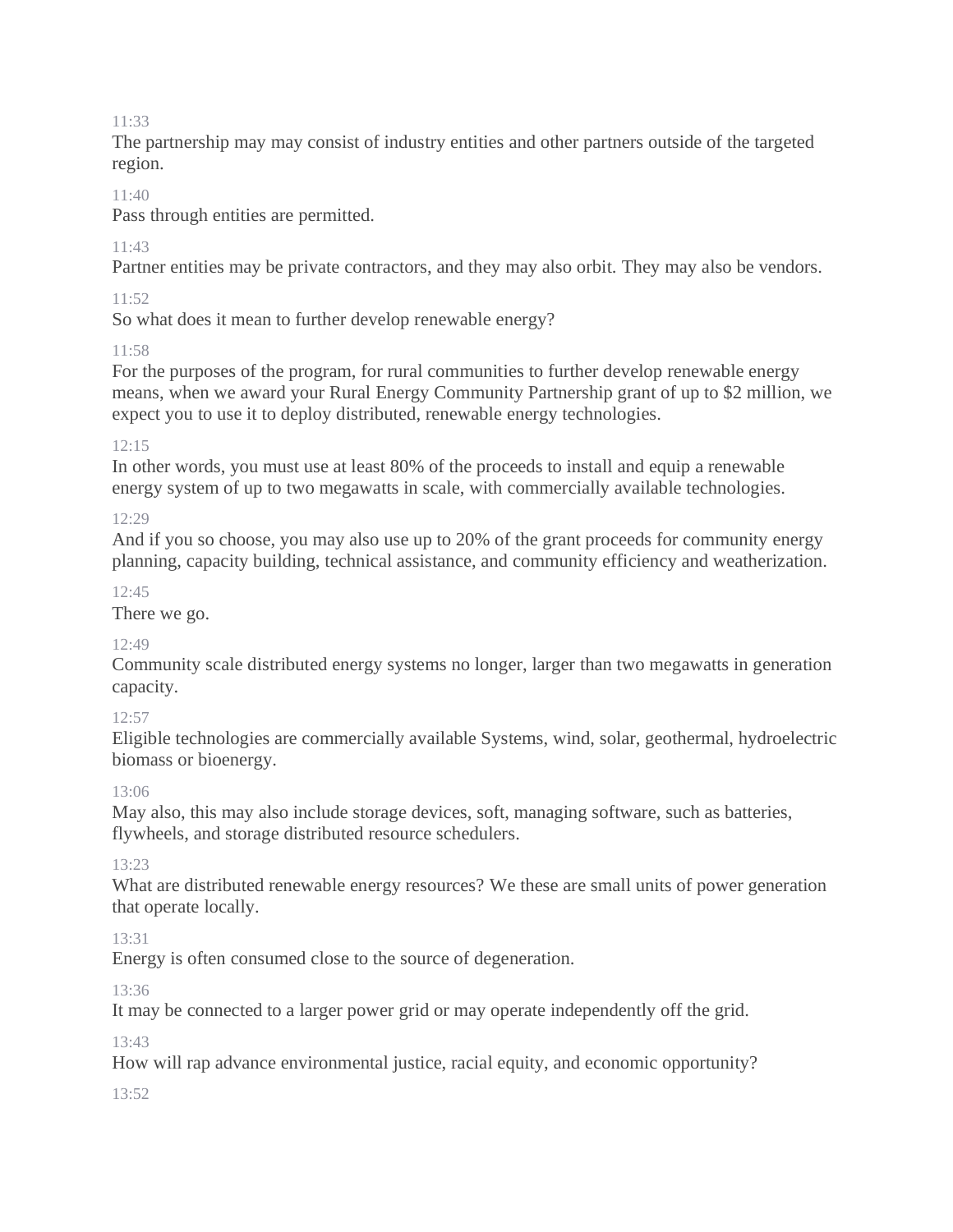11:33

The partnership may may consist of industry entities and other partners outside of the targeted region.

11:40

Pass through entities are permitted.

11:43

Partner entities may be private contractors, and they may also orbit. They may also be vendors.

11:52

So what does it mean to further develop renewable energy?

11:58

For the purposes of the program, for rural communities to further develop renewable energy means, when we award your Rural Energy Community Partnership grant of up to $2 million, we expect you to use it to deploy distributed, renewable energy technologies.

12:15

In other words, you must use at least 80% of the proceeds to install and equip a renewable energy system of up to two megawatts in scale, with commercially available technologies.

12:29

And if you so choose, you may also use up to 20% of the grant proceeds for community energy planning, capacity building, technical assistance, and community efficiency and weatherization.

12:45

There we go.

12:49

Community scale distributed energy systems no longer, larger than two megawatts in generation capacity.

12:57

Eligible technologies are commercially available Systems, wind, solar, geothermal, hydroelectric biomass or bioenergy.

13:06

May also, this may also include storage devices, soft, managing software, such as batteries, flywheels, and storage distributed resource schedulers.

13:23

What are distributed renewable energy resources? We these are small units of power generation that operate locally.

13:31

Energy is often consumed close to the source of degeneration.

13:36

It may be connected to a larger power grid or may operate independently off the grid.

13:43

How will rap advance environmental justice, racial equity, and economic opportunity?

13:52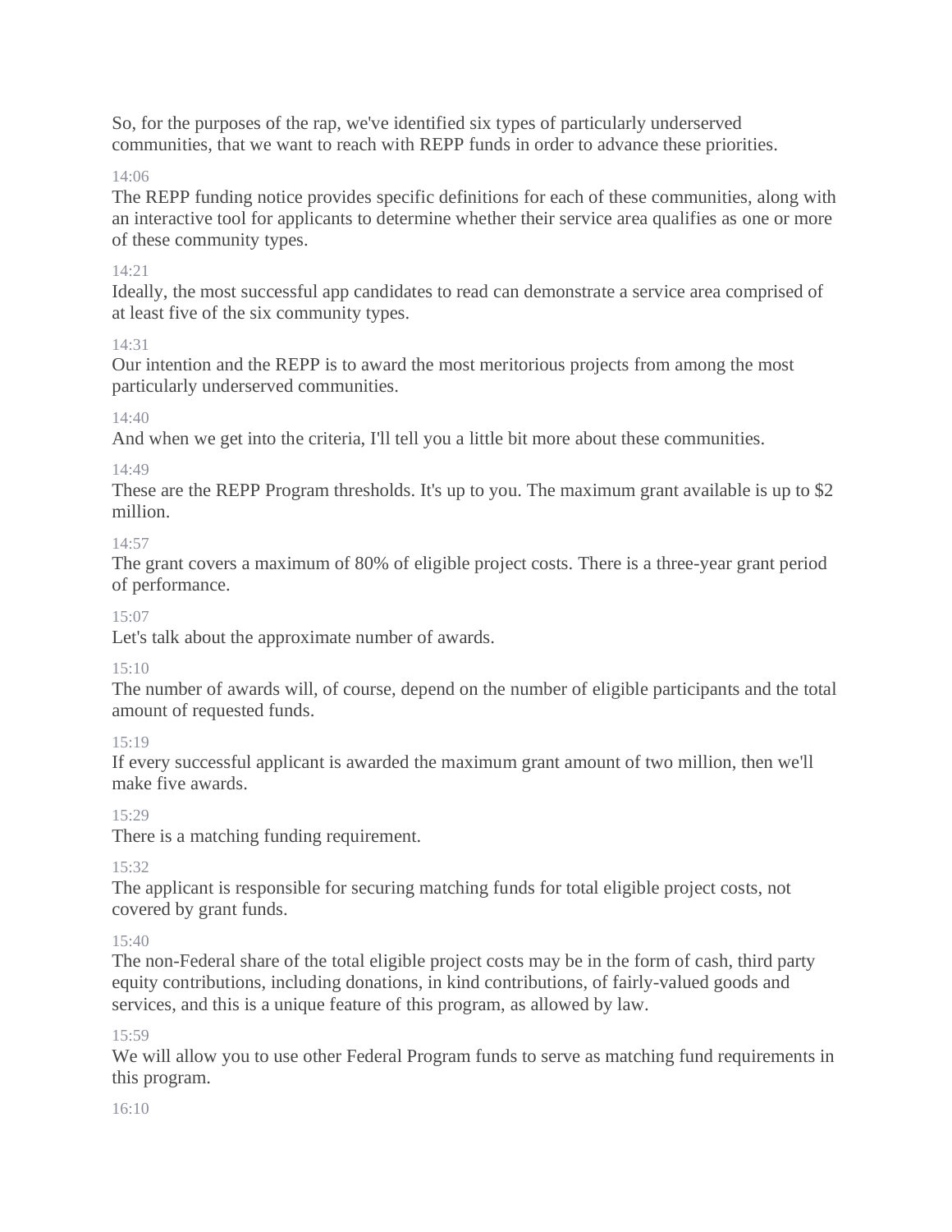So, for the purposes of the rap, we've identified six types of particularly underserved communities, that we want to reach with REPP funds in order to advance these priorities.

14:06

The REPP funding notice provides specific definitions for each of these communities, along with an interactive tool for applicants to determine whether their service area qualifies as one or more of these community types.

14:21

Ideally, the most successful app candidates to read can demonstrate a service area comprised of at least five of the six community types.

14:31

Our intention and the REPP is to award the most meritorious projects from among the most particularly underserved communities.

14:40

And when we get into the criteria, I'll tell you a little bit more about these communities.

14:49

These are the REPP Program thresholds. It's up to you. The maximum grant available is up to $2 million.

14:57

The grant covers a maximum of 80% of eligible project costs. There is a three-year grant period of performance.

15:07

Let's talk about the approximate number of awards.

15:10

The number of awards will, of course, depend on the number of eligible participants and the total amount of requested funds.

15:19

If every successful applicant is awarded the maximum grant amount of two million, then we'll make five awards.

15:29

There is a matching funding requirement.

15:32

The applicant is responsible for securing matching funds for total eligible project costs, not covered by grant funds.

15:40

The non-Federal share of the total eligible project costs may be in the form of cash, third party equity contributions, including donations, in kind contributions, of fairly-valued goods and services, and this is a unique feature of this program, as allowed by law.

15:59

We will allow you to use other Federal Program funds to serve as matching fund requirements in this program.

16:10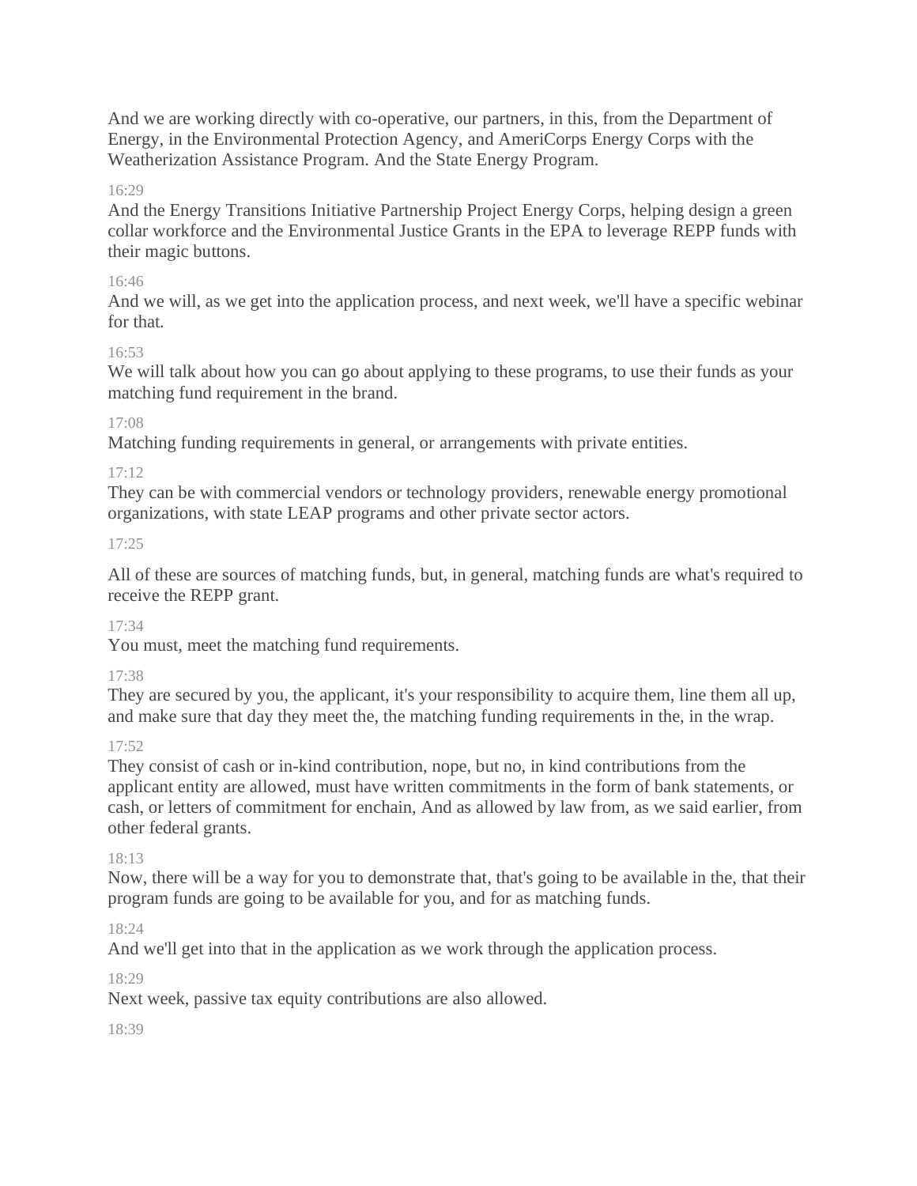And we are working directly with co-operative, our partners, in this, from the Department of Energy, in the Environmental Protection Agency, and AmeriCorps Energy Corps with the Weatherization Assistance Program. And the State Energy Program.

16:29

And the Energy Transitions Initiative Partnership Project Energy Corps, helping design a green collar workforce and the Environmental Justice Grants in the EPA to leverage REPP funds with their magic buttons.

16:46

And we will, as we get into the application process, and next week, we'll have a specific webinar for that.

16:53

We will talk about how you can go about applying to these programs, to use their funds as your matching fund requirement in the brand.

17:08

Matching funding requirements in general, or arrangements with private entities.

17:12

They can be with commercial vendors or technology providers, renewable energy promotional organizations, with state LEAP programs and other private sector actors.

17:25

All of these are sources of matching funds, but, in general, matching funds are what's required to receive the REPP grant.

17:34

You must, meet the matching fund requirements.

17:38

They are secured by you, the applicant, it's your responsibility to acquire them, line them all up, and make sure that day they meet the, the matching funding requirements in the, in the wrap.

17:52

They consist of cash or in-kind contribution, nope, but no, in kind contributions from the applicant entity are allowed, must have written commitments in the form of bank statements, or cash, or letters of commitment for enchain, And as allowed by law from, as we said earlier, from other federal grants.

18:13

Now, there will be a way for you to demonstrate that, that's going to be available in the, that their program funds are going to be available for you, and for as matching funds.

18:24

And we'll get into that in the application as we work through the application process.

18:29

Next week, passive tax equity contributions are also allowed.

18:39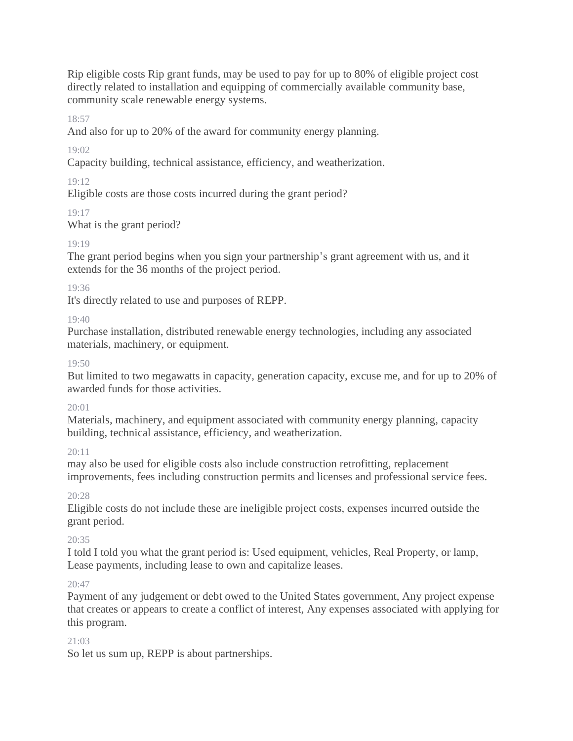Rip eligible costs Rip grant funds, may be used to pay for up to 80% of eligible project cost directly related to installation and equipping of commercially available community base, community scale renewable energy systems.

18:57

And also for up to 20% of the award for community energy planning.

19:02

Capacity building, technical assistance, efficiency, and weatherization.

19:12

Eligible costs are those costs incurred during the grant period?

19:17

What is the grant period?

19:19

The grant period begins when you sign your partnership's grant agreement with us, and it extends for the 36 months of the project period.

19:36

It's directly related to use and purposes of REPP.

19:40

Purchase installation, distributed renewable energy technologies, including any associated materials, machinery, or equipment.

19:50

But limited to two megawatts in capacity, generation capacity, excuse me, and for up to 20% of awarded funds for those activities.

20:01

Materials, machinery, and equipment associated with community energy planning, capacity building, technical assistance, efficiency, and weatherization.

20:11

may also be used for eligible costs also include construction retrofitting, replacement improvements, fees including construction permits and licenses and professional service fees.

20:28

Eligible costs do not include these are ineligible project costs, expenses incurred outside the grant period.

20:35

I told I told you what the grant period is: Used equipment, vehicles, Real Property, or lamp, Lease payments, including lease to own and capitalize leases.

20:47

Payment of any judgement or debt owed to the United States government, Any project expense that creates or appears to create a conflict of interest, Any expenses associated with applying for this program.

21:03

So let us sum up, REPP is about partnerships.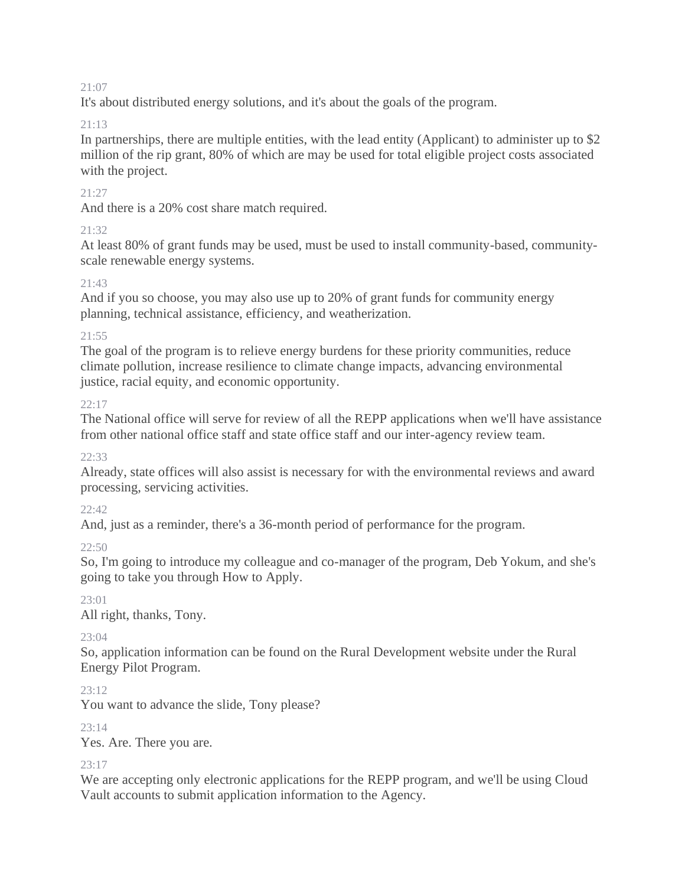21:07

It's about distributed energy solutions, and it's about the goals of the program.

21:13

In partnerships, there are multiple entities, with the lead entity (Applicant) to administer up to $2 million of the rip grant, 80% of which are may be used for total eligible project costs associated with the project.

21:27

And there is a 20% cost share match required.

21:32

At least 80% of grant funds may be used, must be used to install community-based, community-scale renewable energy systems.

21:43

And if you so choose, you may also use up to 20% of grant funds for community energy planning, technical assistance, efficiency, and weatherization.

21:55

The goal of the program is to relieve energy burdens for these priority communities, reduce climate pollution, increase resilience to climate change impacts, advancing environmental justice, racial equity, and economic opportunity.

22:17

The National office will serve for review of all the REPP applications when we'll have assistance from other national office staff and state office staff and our inter-agency review team.

22:33

Already, state offices will also assist is necessary for with the environmental reviews and award processing, servicing activities.

22:42

And, just as a reminder, there's a 36-month period of performance for the program.

22:50

So, I'm going to introduce my colleague and co-manager of the program, Deb Yokum, and she's going to take you through How to Apply.

23:01

All right, thanks, Tony.

23:04

So, application information can be found on the Rural Development website under the Rural Energy Pilot Program.

23:12

You want to advance the slide, Tony please?

23:14

Yes. Are. There you are.

23:17

We are accepting only electronic applications for the REPP program, and we'll be using Cloud Vault accounts to submit application information to the Agency.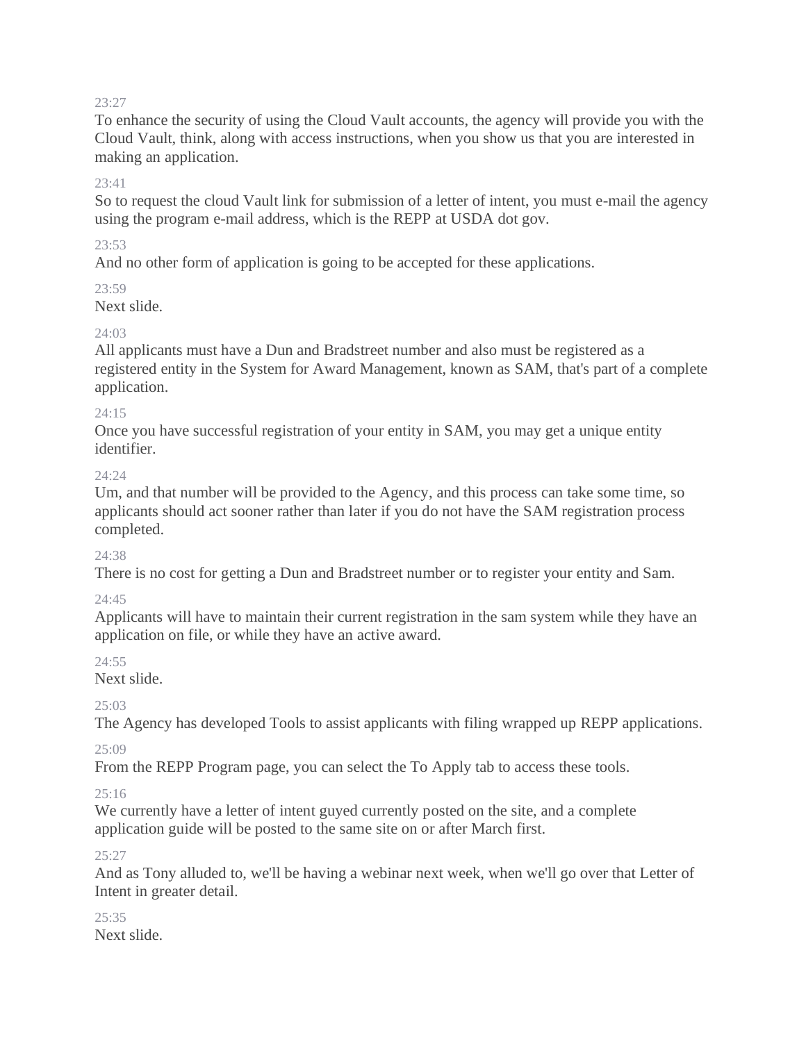23:27

To enhance the security of using the Cloud Vault accounts, the agency will provide you with the Cloud Vault, think, along with access instructions, when you show us that you are interested in making an application.

23:41

So to request the cloud Vault link for submission of a letter of intent, you must e-mail the agency using the program e-mail address, which is the REPP at USDA dot gov.

23:53

And no other form of application is going to be accepted for these applications.

23:59

Next slide.

24:03

All applicants must have a Dun and Bradstreet number and also must be registered as a registered entity in the System for Award Management, known as SAM, that's part of a complete application.

24:15

Once you have successful registration of your entity in SAM, you may get a unique entity identifier.

24:24

Um, and that number will be provided to the Agency, and this process can take some time, so applicants should act sooner rather than later if you do not have the SAM registration process completed.

24:38

There is no cost for getting a Dun and Bradstreet number or to register your entity and Sam.

24:45

Applicants will have to maintain their current registration in the sam system while they have an application on file, or while they have an active award.

24:55

Next slide.

25:03

The Agency has developed Tools to assist applicants with filing wrapped up REPP applications.

25:09

From the REPP Program page, you can select the To Apply tab to access these tools.

25:16

We currently have a letter of intent guyed currently posted on the site, and a complete application guide will be posted to the same site on or after March first.

25:27

And as Tony alluded to, we'll be having a webinar next week, when we'll go over that Letter of Intent in greater detail.

25:35

Next slide.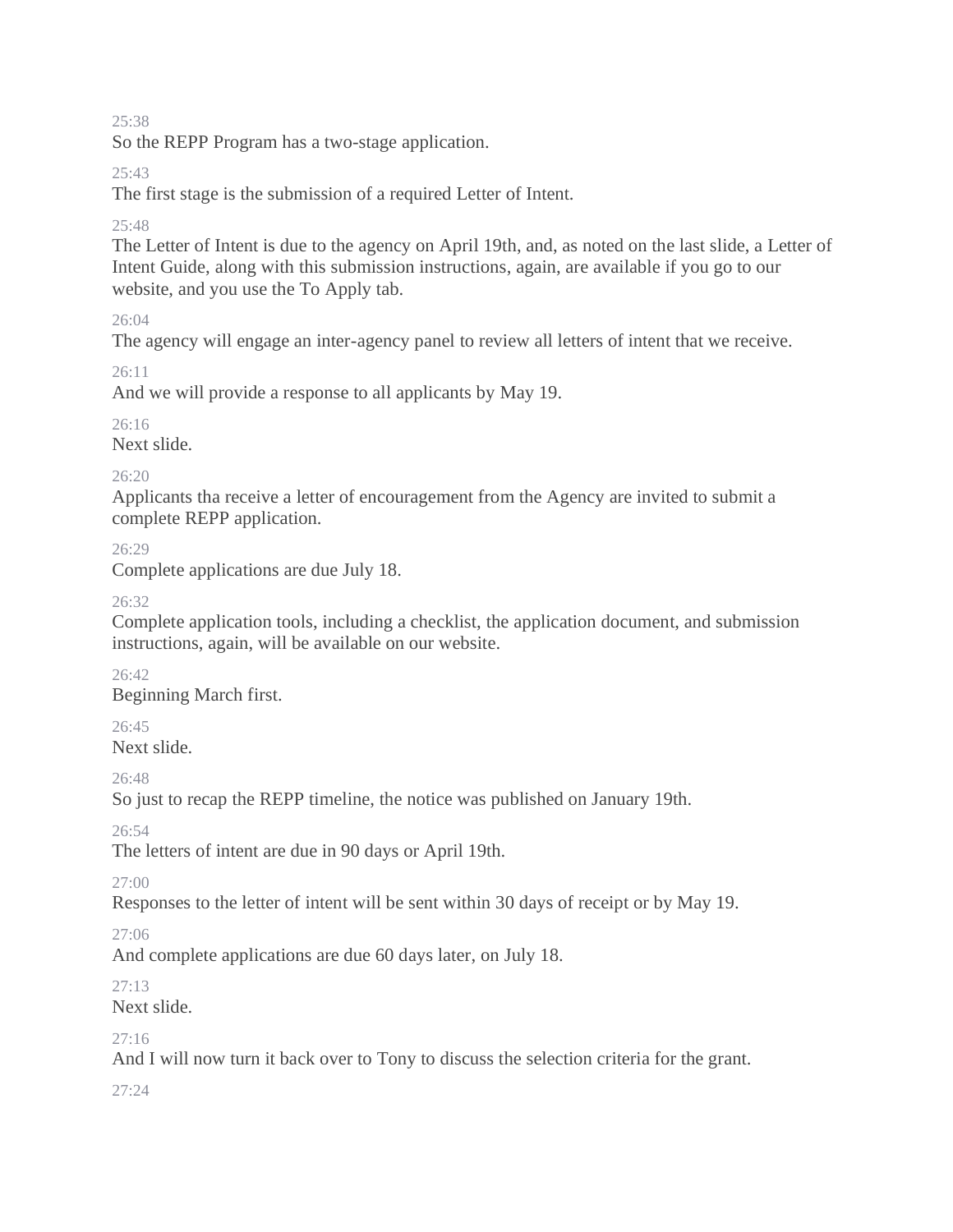25:38

So the REPP Program has a two-stage application.

25:43

The first stage is the submission of a required Letter of Intent.

25:48

The Letter of Intent is due to the agency on April 19th, and, as noted on the last slide, a Letter of Intent Guide, along with this submission instructions, again, are available if you go to our website, and you use the To Apply tab.

26:04

The agency will engage an inter-agency panel to review all letters of intent that we receive.

26:11

And we will provide a response to all applicants by May 19.

26:16

Next slide.

26:20

Applicants tha receive a letter of encouragement from the Agency are invited to submit a complete REPP application.

26:29

Complete applications are due July 18.

26:32

Complete application tools, including a checklist, the application document, and submission instructions, again, will be available on our website.

26:42

Beginning March first.

26:45

Next slide.

26:48

So just to recap the REPP timeline, the notice was published on January 19th.

26:54

The letters of intent are due in 90 days or April 19th.

27:00

Responses to the letter of intent will be sent within 30 days of receipt or by May 19.

27:06

And complete applications are due 60 days later, on July 18.

27:13

Next slide.

27:16

And I will now turn it back over to Tony to discuss the selection criteria for the grant.

27:24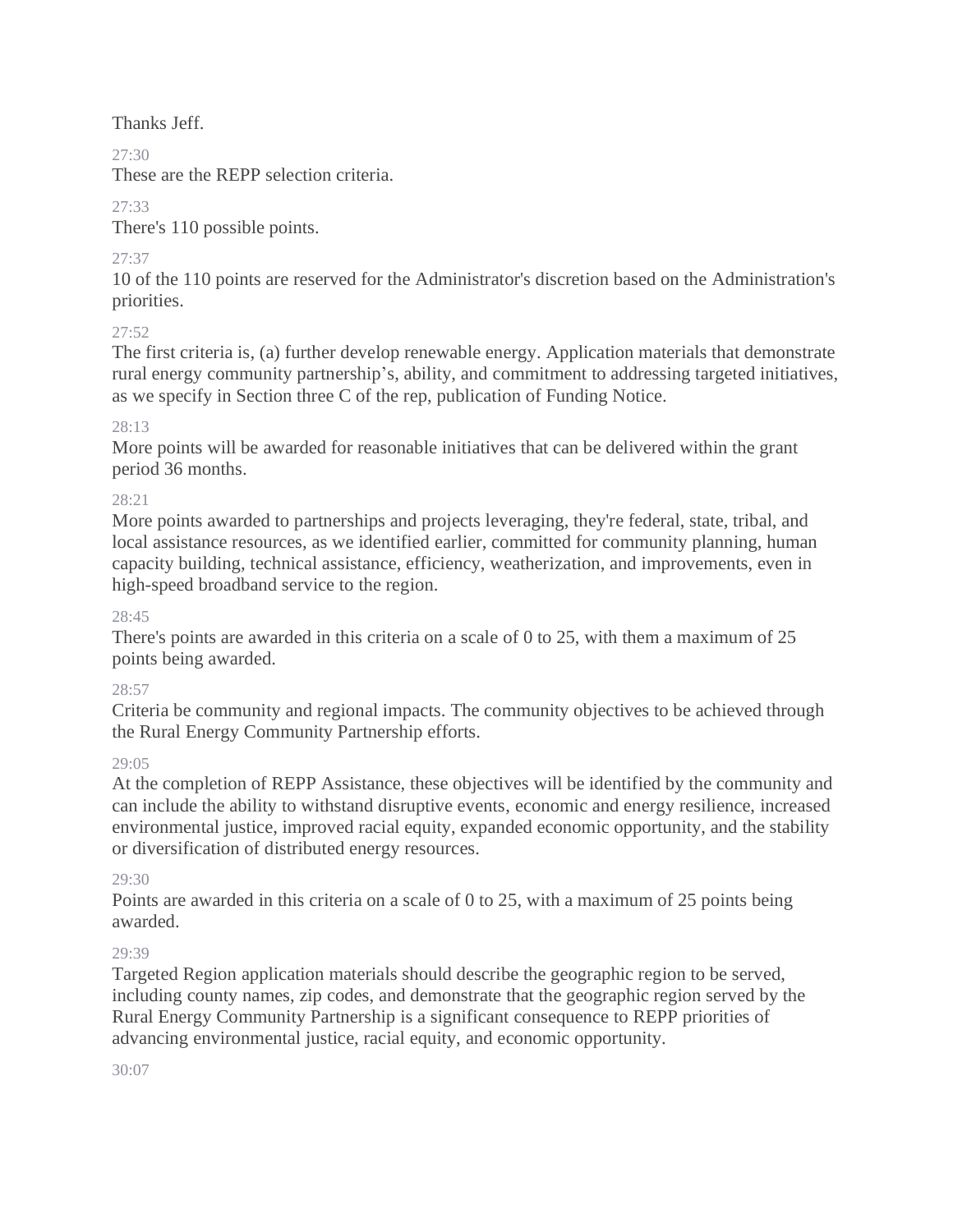Thanks Jeff.

27:30

These are the REPP selection criteria.

27:33

There's 110 possible points.

27:37

10 of the 110 points are reserved for the Administrator's discretion based on the Administration's priorities.

27:52

The first criteria is, (a) further develop renewable energy. Application materials that demonstrate rural energy community partnership's, ability, and commitment to addressing targeted initiatives, as we specify in Section three C of the rep, publication of Funding Notice.

28:13

More points will be awarded for reasonable initiatives that can be delivered within the grant period 36 months.

28:21

More points awarded to partnerships and projects leveraging, they're federal, state, tribal, and local assistance resources, as we identified earlier, committed for community planning, human capacity building, technical assistance, efficiency, weatherization, and improvements, even in high-speed broadband service to the region.

28:45

There's points are awarded in this criteria on a scale of 0 to 25, with them a maximum of 25 points being awarded.

28:57

Criteria be community and regional impacts. The community objectives to be achieved through the Rural Energy Community Partnership efforts.

29:05

At the completion of REPP Assistance, these objectives will be identified by the community and can include the ability to withstand disruptive events, economic and energy resilience, increased environmental justice, improved racial equity, expanded economic opportunity, and the stability or diversification of distributed energy resources.

29:30

Points are awarded in this criteria on a scale of 0 to 25, with a maximum of 25 points being awarded.

29:39

Targeted Region application materials should describe the geographic region to be served, including county names, zip codes, and demonstrate that the geographic region served by the Rural Energy Community Partnership is a significant consequence to REPP priorities of advancing environmental justice, racial equity, and economic opportunity.

30:07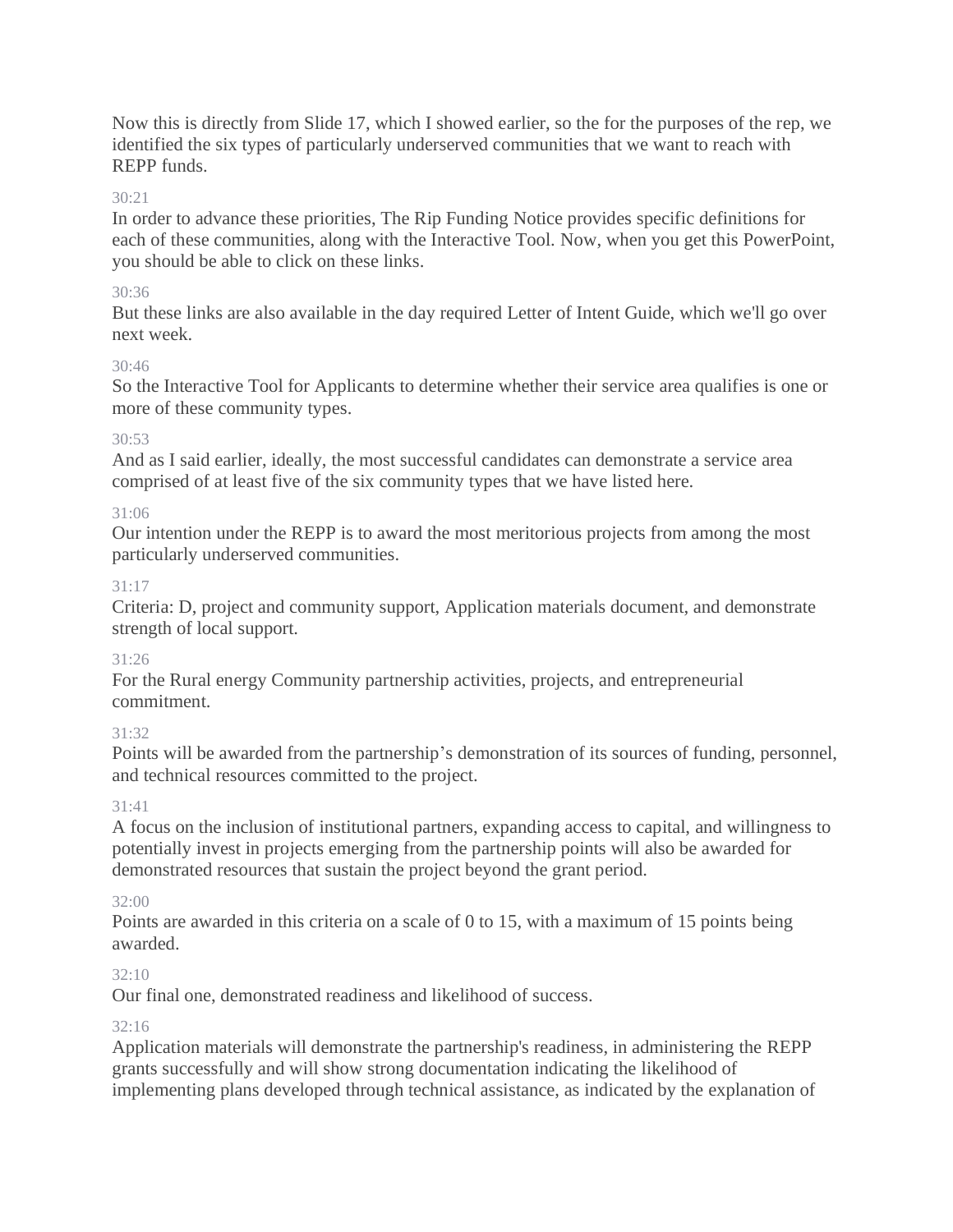Now this is directly from Slide 17, which I showed earlier, so the for the purposes of the rep, we identified the six types of particularly underserved communities that we want to reach with REPP funds.

30:21

In order to advance these priorities, The Rip Funding Notice provides specific definitions for each of these communities, along with the Interactive Tool. Now, when you get this PowerPoint, you should be able to click on these links.

30:36

But these links are also available in the day required Letter of Intent Guide, which we'll go over next week.

30:46

So the Interactive Tool for Applicants to determine whether their service area qualifies is one or more of these community types.

30:53

And as I said earlier, ideally, the most successful candidates can demonstrate a service area comprised of at least five of the six community types that we have listed here.

31:06

Our intention under the REPP is to award the most meritorious projects from among the most particularly underserved communities.

31:17

Criteria: D, project and community support, Application materials document, and demonstrate strength of local support.

31:26

For the Rural energy Community partnership activities, projects, and entrepreneurial commitment.

31:32

Points will be awarded from the partnership's demonstration of its sources of funding, personnel, and technical resources committed to the project.

31:41

A focus on the inclusion of institutional partners, expanding access to capital, and willingness to potentially invest in projects emerging from the partnership points will also be awarded for demonstrated resources that sustain the project beyond the grant period.

32:00

Points are awarded in this criteria on a scale of 0 to 15, with a maximum of 15 points being awarded.

32:10

Our final one, demonstrated readiness and likelihood of success.

32:16

Application materials will demonstrate the partnership's readiness, in administering the REPP grants successfully and will show strong documentation indicating the likelihood of implementing plans developed through technical assistance, as indicated by the explanation of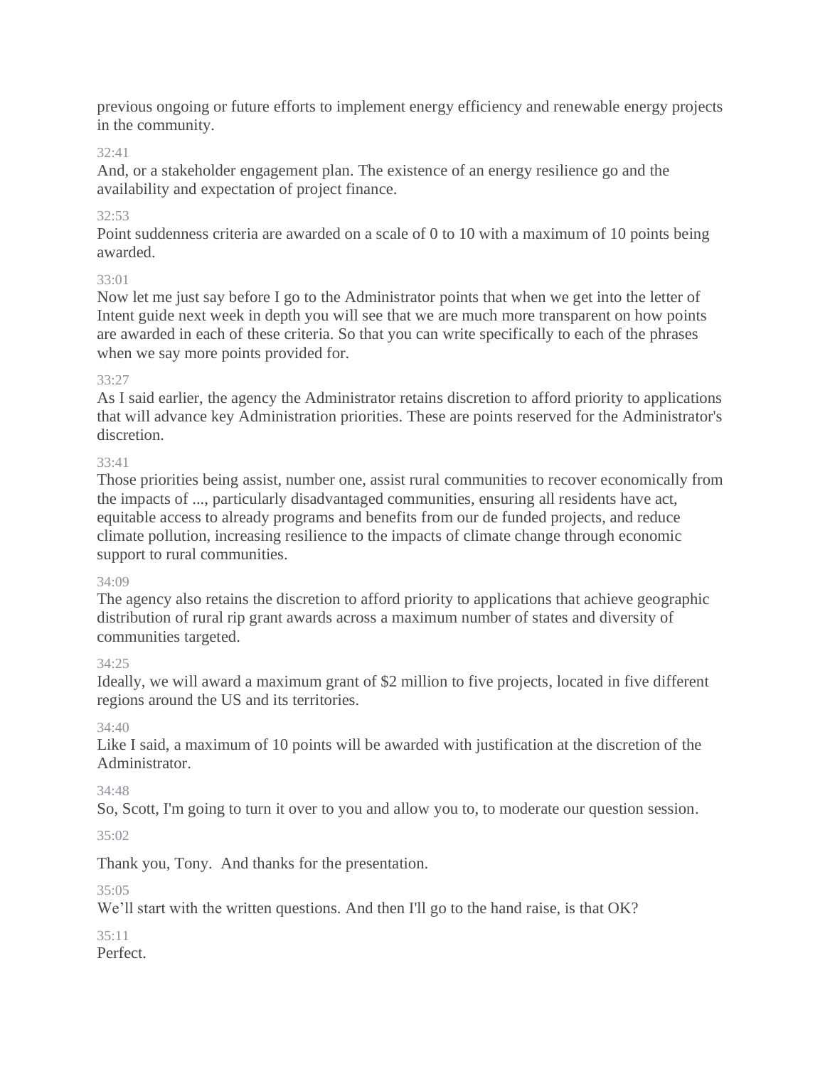previous ongoing or future efforts to implement energy efficiency and renewable energy projects in the community.

32:41

And, or a stakeholder engagement plan. The existence of an energy resilience go and the availability and expectation of project finance.

32:53

Point suddenness criteria are awarded on a scale of 0 to 10 with a maximum of 10 points being awarded.

33:01

Now let me just say before I go to the Administrator points that when we get into the letter of Intent guide next week in depth you will see that we are much more transparent on how points are awarded in each of these criteria. So that you can write specifically to each of the phrases when we say more points provided for.

33:27

As I said earlier, the agency the Administrator retains discretion to afford priority to applications that will advance key Administration priorities. These are points reserved for the Administrator's discretion.

33:41

Those priorities being assist, number one, assist rural communities to recover economically from the impacts of ..., particularly disadvantaged communities, ensuring all residents have act, equitable access to already programs and benefits from our de funded projects, and reduce climate pollution, increasing resilience to the impacts of climate change through economic support to rural communities.

34:09

The agency also retains the discretion to afford priority to applications that achieve geographic distribution of rural rip grant awards across a maximum number of states and diversity of communities targeted.

34:25

Ideally, we will award a maximum grant of $2 million to five projects, located in five different regions around the US and its territories.

34:40

Like I said, a maximum of 10 points will be awarded with justification at the discretion of the Administrator.

34:48

So, Scott, I'm going to turn it over to you and allow you to, to moderate our question session.

35:02

Thank you, Tony.  And thanks for the presentation.

35:05

We'll start with the written questions. And then I'll go to the hand raise, is that OK?

35:11

Perfect.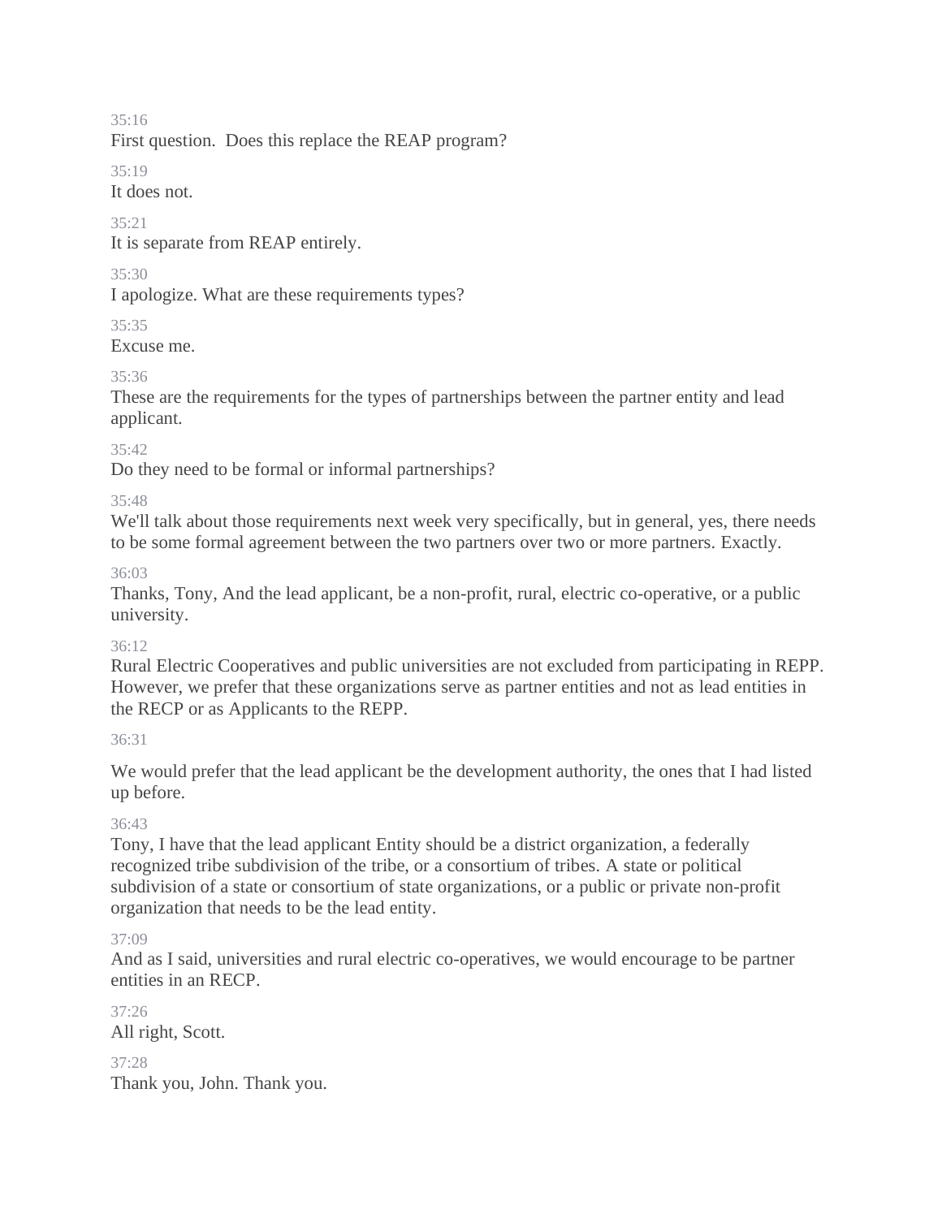35:16

First question.  Does this replace the REAP program?

35:19

It does not.

35:21

It is separate from REAP entirely.

35:30

I apologize. What are these requirements types?

35:35

Excuse me.

35:36

These are the requirements for the types of partnerships between the partner entity and lead applicant.

35:42

Do they need to be formal or informal partnerships?

35:48

We'll talk about those requirements next week very specifically, but in general, yes, there needs to be some formal agreement between the two partners over two or more partners. Exactly.

36:03

Thanks, Tony, And the lead applicant, be a non-profit, rural, electric co-operative, or a public university.

36:12

Rural Electric Cooperatives and public universities are not excluded from participating in REPP. However, we prefer that these organizations serve as partner entities and not as lead entities in the RECP or as Applicants to the REPP.

36:31

We would prefer that the lead applicant be the development authority, the ones that I had listed up before.

36:43

Tony, I have that the lead applicant Entity should be a district organization, a federally recognized tribe subdivision of the tribe, or a consortium of tribes. A state or political subdivision of a state or consortium of state organizations, or a public or private non-profit organization that needs to be the lead entity.

37:09

And as I said, universities and rural electric co-operatives, we would encourage to be partner entities in an RECP.

37:26

All right, Scott.

37:28

Thank you, John. Thank you.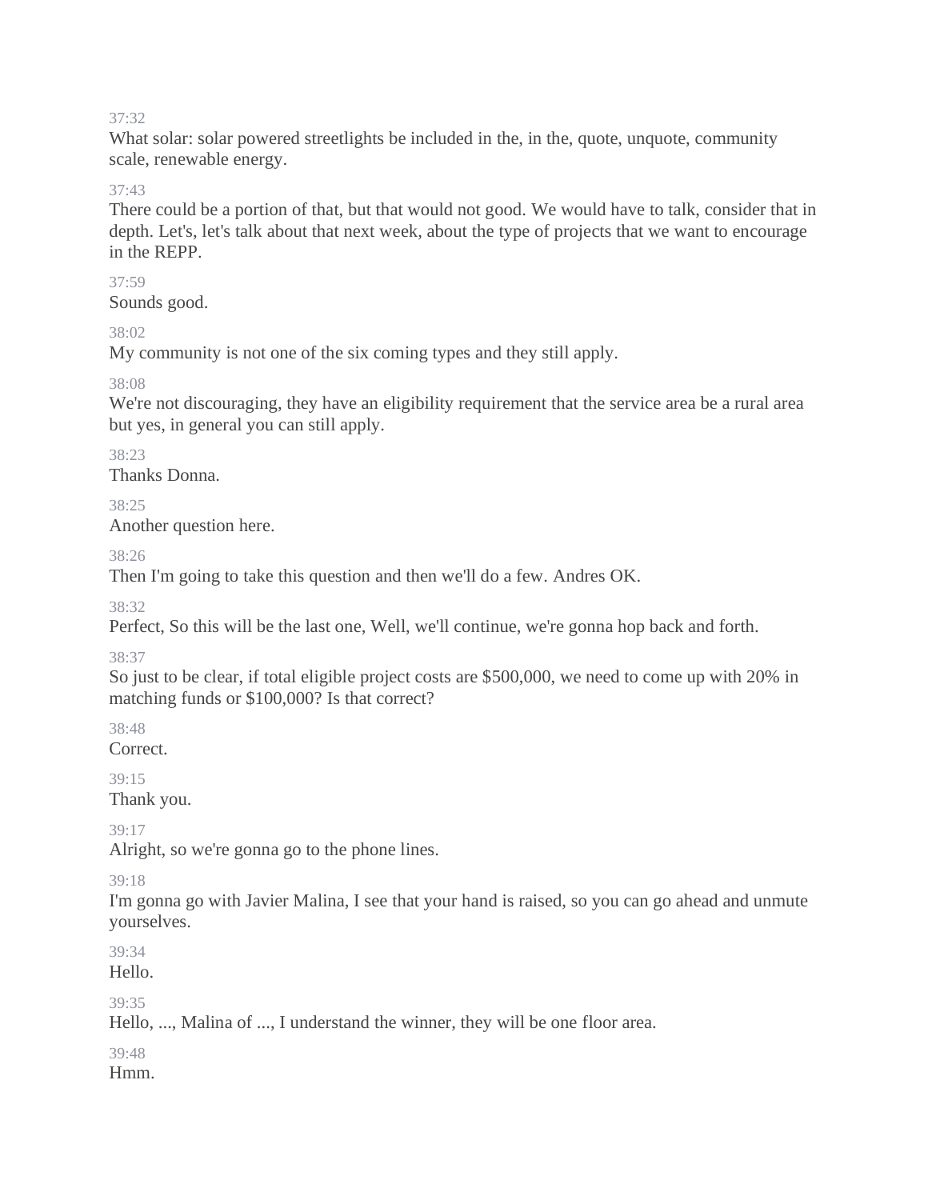37:32

What solar: solar powered streetlights be included in the, in the, quote, unquote, community scale, renewable energy.

37:43

There could be a portion of that, but that would not good. We would have to talk, consider that in depth. Let's, let's talk about that next week, about the type of projects that we want to encourage in the REPP.

37:59

Sounds good.

38:02

My community is not one of the six coming types and they still apply.

38:08

We're not discouraging, they have an eligibility requirement that the service area be a rural area but yes, in general you can still apply.

38:23

Thanks Donna.

38:25

Another question here.

38:26

Then I'm going to take this question and then we'll do a few. Andres OK.

38:32

Perfect, So this will be the last one, Well, we'll continue, we're gonna hop back and forth.

38:37

So just to be clear, if total eligible project costs are $500,000, we need to come up with 20% in matching funds or $100,000? Is that correct?

38:48

Correct.

39:15

Thank you.

39:17

Alright, so we're gonna go to the phone lines.

39:18

I'm gonna go with Javier Malina, I see that your hand is raised, so you can go ahead and unmute yourselves.

39:34

Hello.

39:35

Hello, ..., Malina of ..., I understand the winner, they will be one floor area.

39:48

Hmm.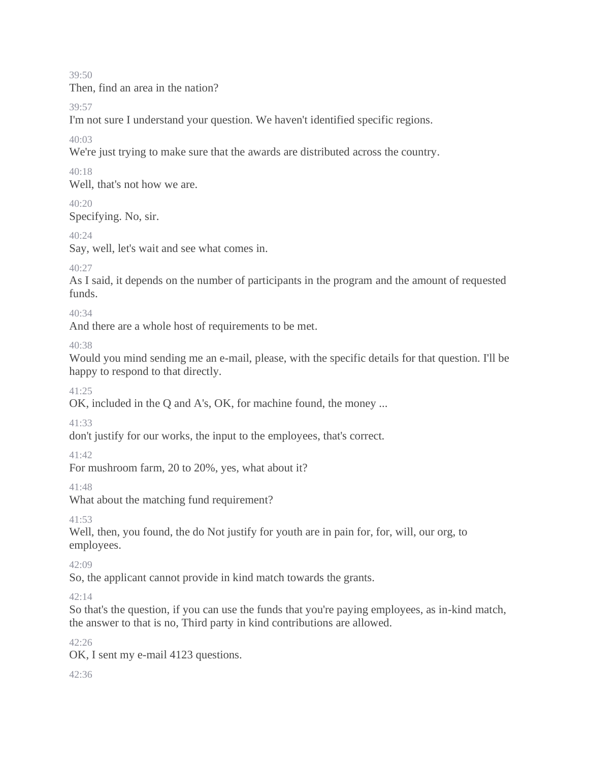39:50

Then, find an area in the nation?

39:57

I'm not sure I understand your question. We haven't identified specific regions.

40:03

We're just trying to make sure that the awards are distributed across the country.

40:18

Well, that's not how we are.

40:20

Specifying. No, sir.

40:24

Say, well, let's wait and see what comes in.

40:27

As I said, it depends on the number of participants in the program and the amount of requested funds.

40:34

And there are a whole host of requirements to be met.

40:38

Would you mind sending me an e-mail, please, with the specific details for that question. I'll be happy to respond to that directly.

41:25

OK, included in the Q and A's, OK, for machine found, the money ...

41:33

don't justify for our works, the input to the employees, that's correct.

41:42

For mushroom farm, 20 to 20%, yes, what about it?

41:48

What about the matching fund requirement?

41:53

Well, then, you found, the do Not justify for youth are in pain for, for, will, our org, to employees.

42:09

So, the applicant cannot provide in kind match towards the grants.

42:14

So that's the question, if you can use the funds that you're paying employees, as in-kind match, the answer to that is no, Third party in kind contributions are allowed.

42:26

OK, I sent my e-mail 4123 questions.

42:36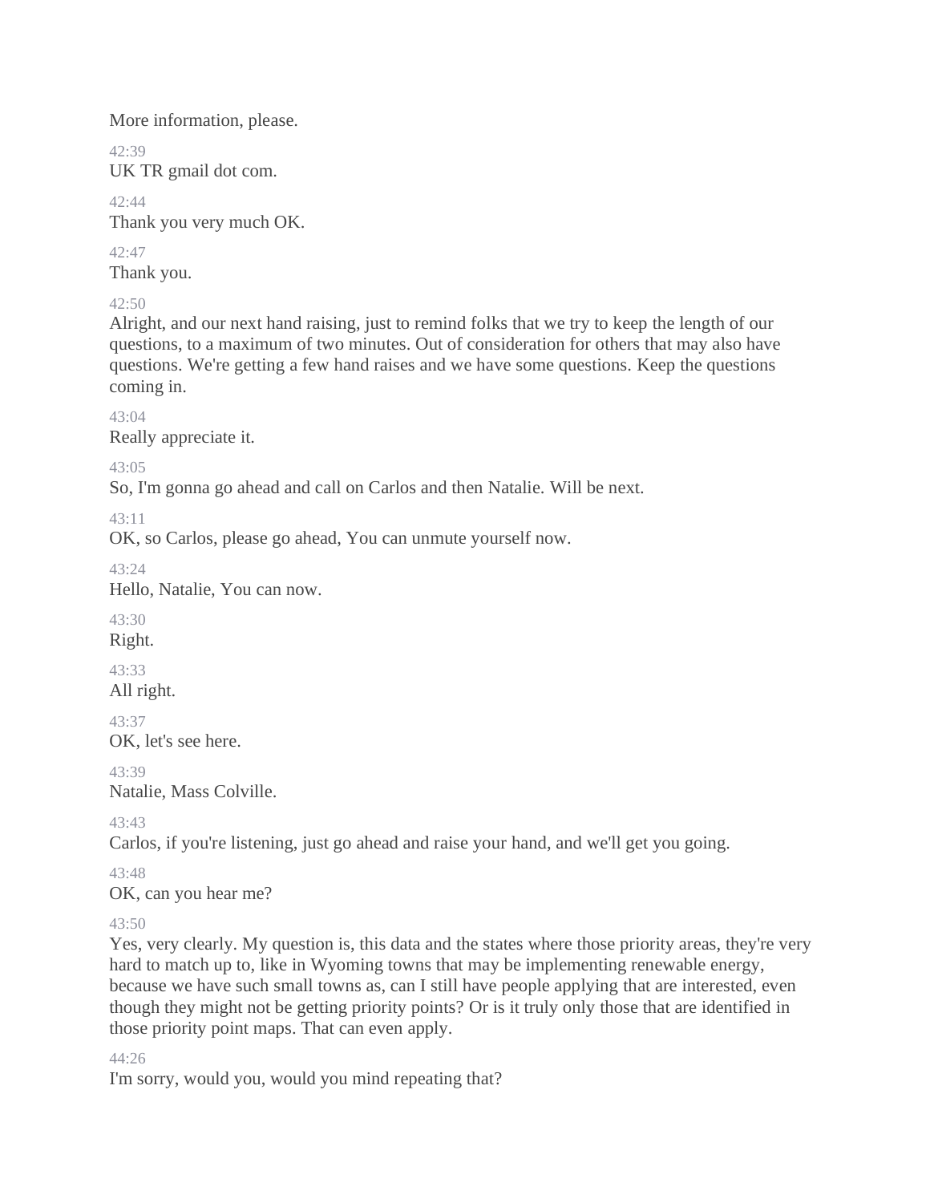More information, please.

42:39
UK TR gmail dot com.

42:44
Thank you very much OK.

42:47
Thank you.

42:50
Alright, and our next hand raising, just to remind folks that we try to keep the length of our questions, to a maximum of two minutes. Out of consideration for others that may also have questions. We're getting a few hand raises and we have some questions. Keep the questions coming in.

43:04
Really appreciate it.

43:05
So, I'm gonna go ahead and call on Carlos and then Natalie. Will be next.

43:11
OK, so Carlos, please go ahead, You can unmute yourself now.

43:24
Hello, Natalie, You can now.

43:30
Right.

43:33
All right.

43:37
OK, let's see here.

43:39
Natalie, Mass Colville.

43:43
Carlos, if you're listening, just go ahead and raise your hand, and we'll get you going.

43:48
OK, can you hear me?

43:50
Yes, very clearly. My question is, this data and the states where those priority areas, they're very hard to match up to, like in Wyoming towns that may be implementing renewable energy, because we have such small towns as, can I still have people applying that are interested, even though they might not be getting priority points? Or is it truly only those that are identified in those priority point maps. That can even apply.

44:26
I'm sorry, would you, would you mind repeating that?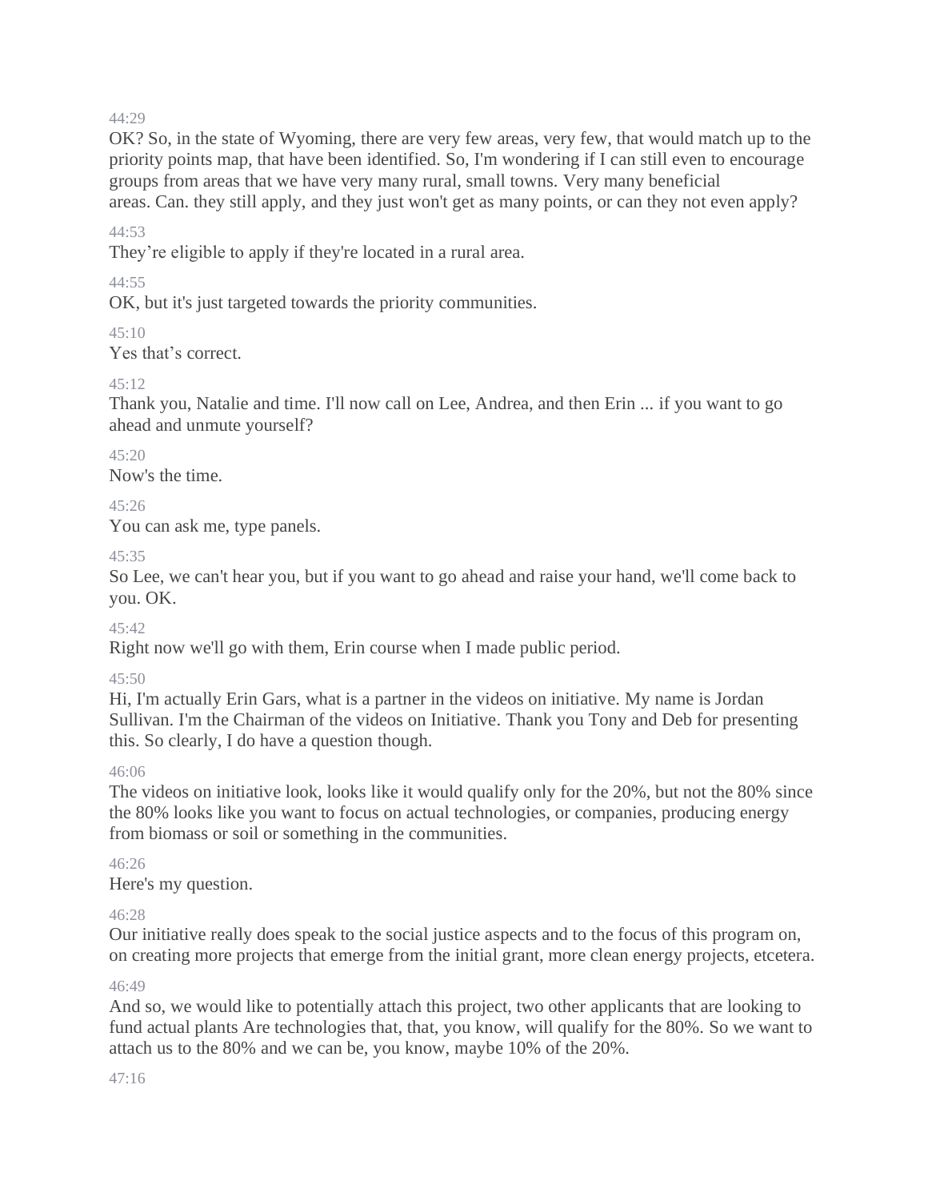44:29

OK? So, in the state of Wyoming, there are very few areas, very few, that would match up to the priority points map, that have been identified. So, I'm wondering if I can still even to encourage groups from areas that we have very many rural, small towns. Very many beneficial areas. Can. they still apply, and they just won't get as many points, or can they not even apply?

44:53

They're eligible to apply if they're located in a rural area.

44:55

OK, but it's just targeted towards the priority communities.

45:10

Yes that's correct.

45:12

Thank you, Natalie and time. I'll now call on Lee, Andrea, and then Erin ... if you want to go ahead and unmute yourself?

45:20

Now's the time.

45:26

You can ask me, type panels.

45:35

So Lee, we can't hear you, but if you want to go ahead and raise your hand, we'll come back to you. OK.

45:42

Right now we'll go with them, Erin course when I made public period.

45:50

Hi, I'm actually Erin Gars, what is a partner in the videos on initiative. My name is Jordan Sullivan. I'm the Chairman of the videos on Initiative. Thank you Tony and Deb for presenting this. So clearly, I do have a question though.

46:06

The videos on initiative look, looks like it would qualify only for the 20%, but not the 80% since the 80% looks like you want to focus on actual technologies, or companies, producing energy from biomass or soil or something in the communities.

46:26

Here's my question.

46:28

Our initiative really does speak to the social justice aspects and to the focus of this program on, on creating more projects that emerge from the initial grant, more clean energy projects, etcetera.

46:49

And so, we would like to potentially attach this project, two other applicants that are looking to fund actual plants Are technologies that, that, you know, will qualify for the 80%. So we want to attach us to the 80% and we can be, you know, maybe 10% of the 20%.

47:16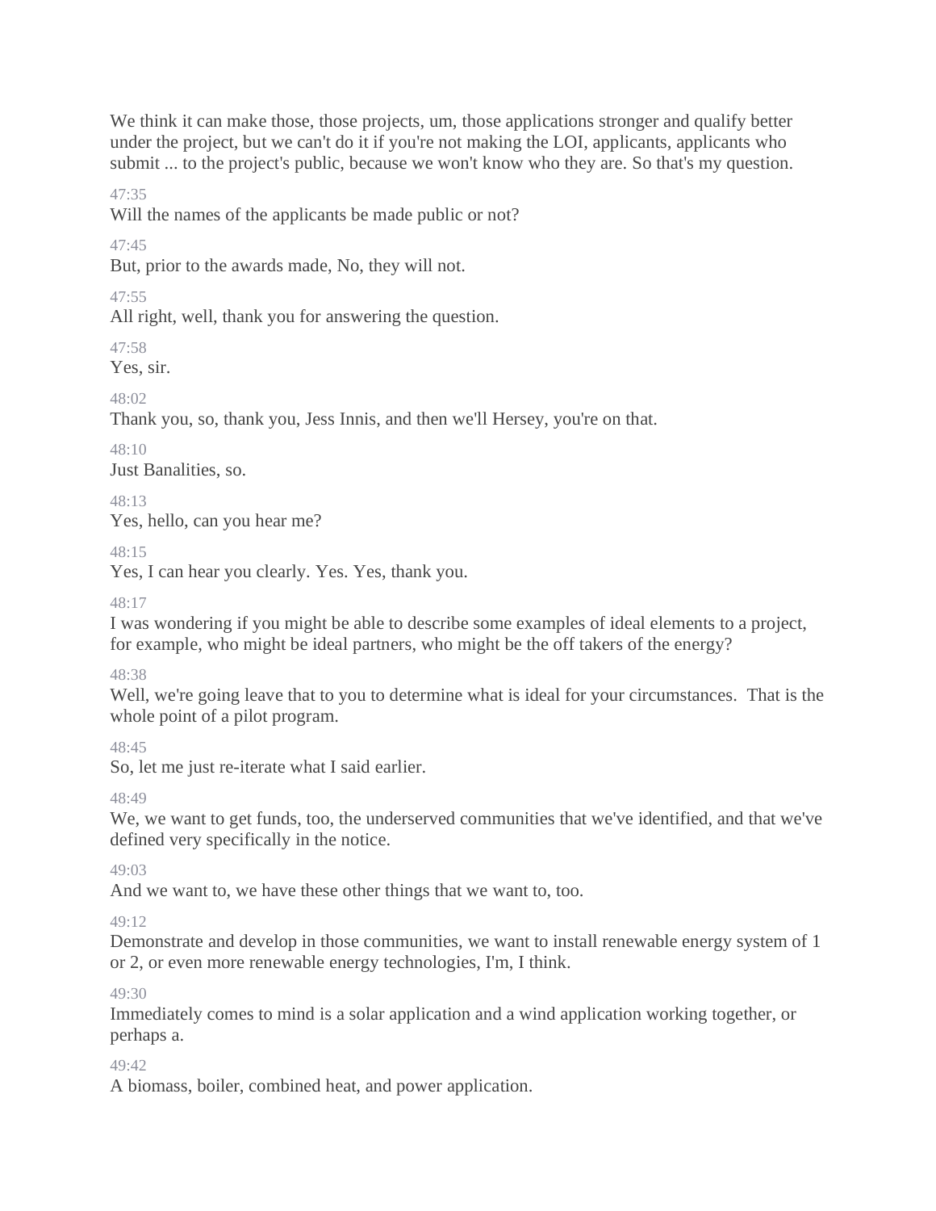We think it can make those, those projects, um, those applications stronger and qualify better under the project, but we can't do it if you're not making the LOI, applicants, applicants who submit ... to the project's public, because we won't know who they are. So that's my question.

47:35

Will the names of the applicants be made public or not?

47:45

But, prior to the awards made, No, they will not.

47:55

All right, well, thank you for answering the question.

47:58

Yes, sir.

48:02

Thank you, so, thank you, Jess Innis, and then we'll Hersey, you're on that.

48:10

Just Banalities, so.

48:13

Yes, hello, can you hear me?

48:15

Yes, I can hear you clearly. Yes. Yes, thank you.

48:17

I was wondering if you might be able to describe some examples of ideal elements to a project, for example, who might be ideal partners, who might be the off takers of the energy?

48:38

Well, we're going leave that to you to determine what is ideal for your circumstances. That is the whole point of a pilot program.

48:45

So, let me just re-iterate what I said earlier.

48:49

We, we want to get funds, too, the underserved communities that we've identified, and that we've defined very specifically in the notice.

49:03

And we want to, we have these other things that we want to, too.

49:12

Demonstrate and develop in those communities, we want to install renewable energy system of 1 or 2, or even more renewable energy technologies, I'm, I think.

49:30

Immediately comes to mind is a solar application and a wind application working together, or perhaps a.

49:42

A biomass, boiler, combined heat, and power application.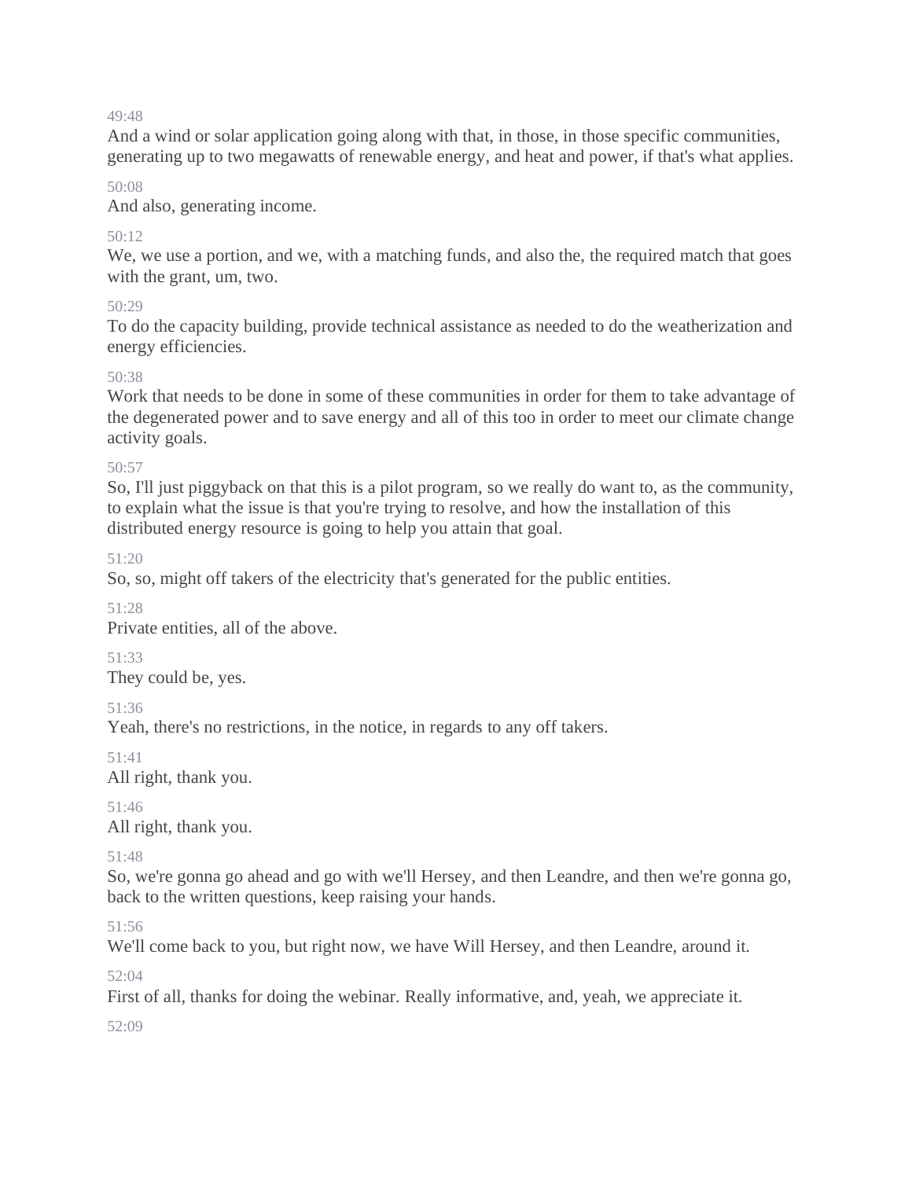49:48

And a wind or solar application going along with that, in those, in those specific communities, generating up to two megawatts of renewable energy, and heat and power, if that's what applies.

50:08

And also, generating income.

50:12

We, we use a portion, and we, with a matching funds, and also the, the required match that goes with the grant, um, two.

50:29

To do the capacity building, provide technical assistance as needed to do the weatherization and energy efficiencies.

50:38

Work that needs to be done in some of these communities in order for them to take advantage of the degenerated power and to save energy and all of this too in order to meet our climate change activity goals.

50:57

So, I'll just piggyback on that this is a pilot program, so we really do want to, as the community, to explain what the issue is that you're trying to resolve, and how the installation of this distributed energy resource is going to help you attain that goal.

51:20

So, so, might off takers of the electricity that's generated for the public entities.

51:28

Private entities, all of the above.

51:33

They could be, yes.

51:36

Yeah, there's no restrictions, in the notice, in regards to any off takers.

51:41

All right, thank you.

51:46

All right, thank you.

51:48

So, we're gonna go ahead and go with we'll Hersey, and then Leandre, and then we're gonna go, back to the written questions, keep raising your hands.

51:56

We'll come back to you, but right now, we have Will Hersey, and then Leandre, around it.

52:04

First of all, thanks for doing the webinar. Really informative, and, yeah, we appreciate it.

52:09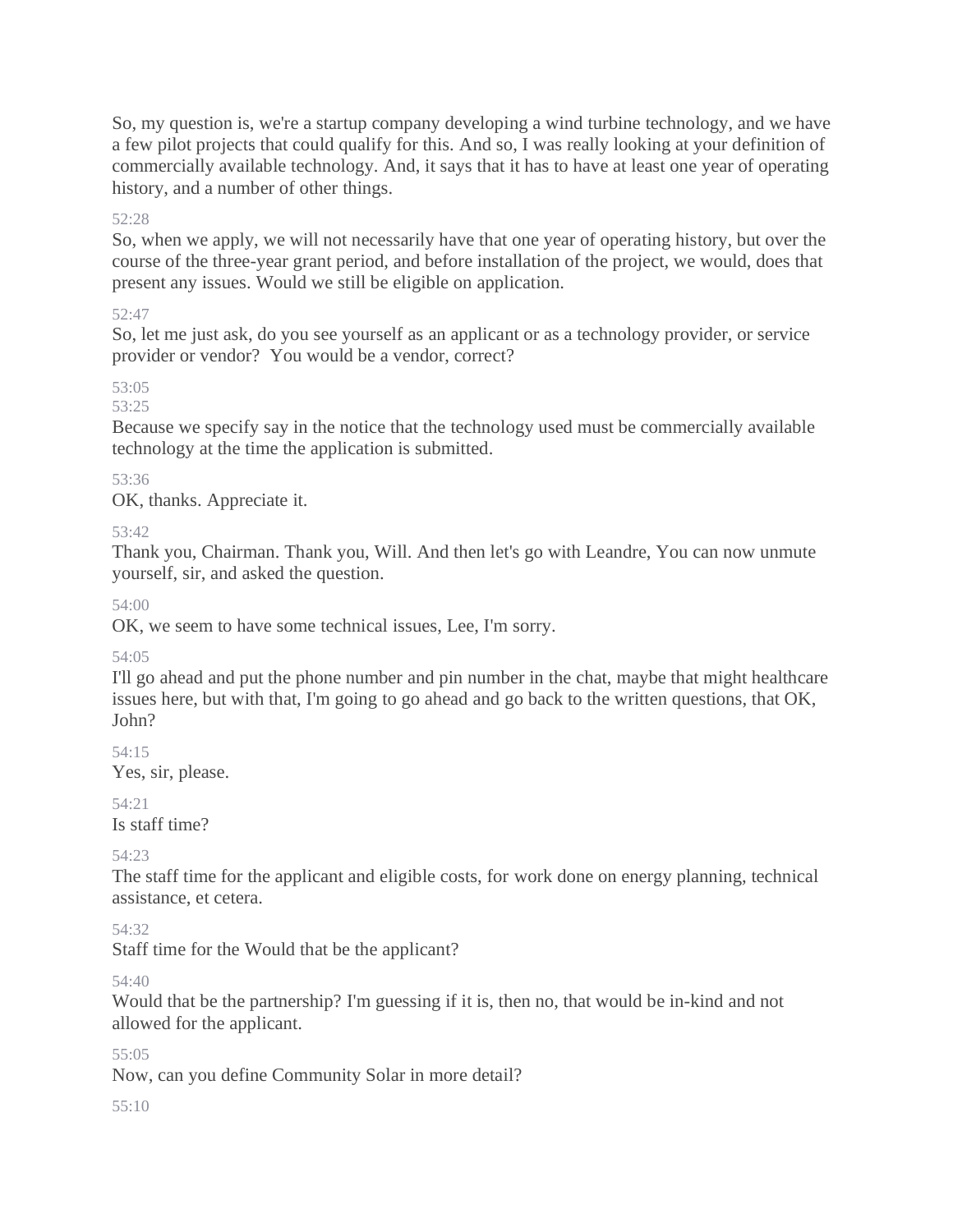So, my question is, we're a startup company developing a wind turbine technology, and we have a few pilot projects that could qualify for this. And so, I was really looking at your definition of commercially available technology. And, it says that it has to have at least one year of operating history, and a number of other things.

52:28

So, when we apply, we will not necessarily have that one year of operating history, but over the course of the three-year grant period, and before installation of the project, we would, does that present any issues. Would we still be eligible on application.

52:47

So, let me just ask, do you see yourself as an applicant or as a technology provider, or service provider or vendor? You would be a vendor, correct?

53:05

53:25

Because we specify say in the notice that the technology used must be commercially available technology at the time the application is submitted.

53:36

OK, thanks. Appreciate it.

53:42

Thank you, Chairman. Thank you, Will. And then let's go with Leandre, You can now unmute yourself, sir, and asked the question.

54:00

OK, we seem to have some technical issues, Lee, I'm sorry.

54:05

I'll go ahead and put the phone number and pin number in the chat, maybe that might healthcare issues here, but with that, I'm going to go ahead and go back to the written questions, that OK, John?

54:15

Yes, sir, please.

54:21

Is staff time?

54:23

The staff time for the applicant and eligible costs, for work done on energy planning, technical assistance, et cetera.

54:32

Staff time for the Would that be the applicant?

54:40

Would that be the partnership? I'm guessing if it is, then no, that would be in-kind and not allowed for the applicant.

55:05

Now, can you define Community Solar in more detail?

55:10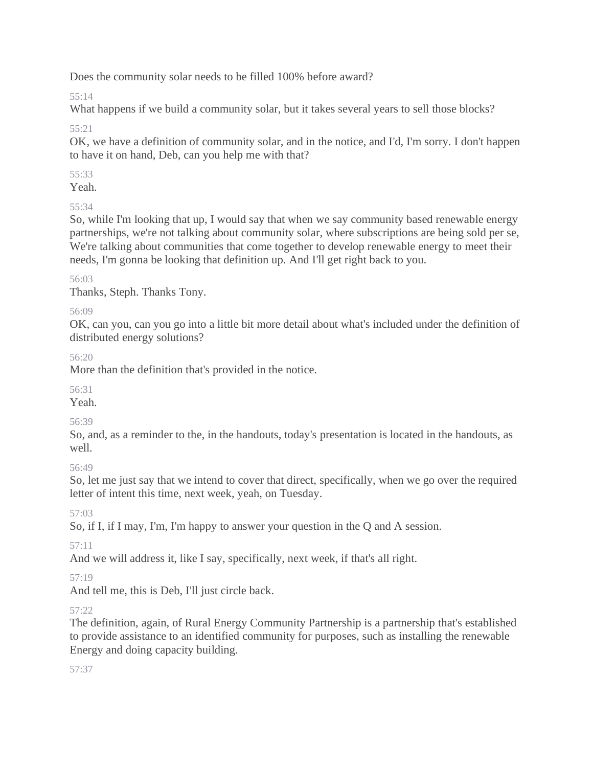Does the community solar needs to be filled 100% before award?

55:14

What happens if we build a community solar, but it takes several years to sell those blocks?

55:21

OK, we have a definition of community solar, and in the notice, and I'd, I'm sorry. I don't happen to have it on hand, Deb, can you help me with that?

55:33

Yeah.

55:34

So, while I'm looking that up, I would say that when we say community based renewable energy partnerships, we're not talking about community solar, where subscriptions are being sold per se, We're talking about communities that come together to develop renewable energy to meet their needs, I'm gonna be looking that definition up. And I'll get right back to you.

56:03

Thanks, Steph. Thanks Tony.

56:09

OK, can you, can you go into a little bit more detail about what's included under the definition of distributed energy solutions?

56:20

More than the definition that's provided in the notice.

56:31

Yeah.

56:39

So, and, as a reminder to the, in the handouts, today's presentation is located in the handouts, as well.

56:49

So, let me just say that we intend to cover that direct, specifically, when we go over the required letter of intent this time, next week, yeah, on Tuesday.

57:03

So, if I, if I may, I'm, I'm happy to answer your question in the Q and A session.

57:11

And we will address it, like I say, specifically, next week, if that's all right.

57:19

And tell me, this is Deb, I'll just circle back.

57:22

The definition, again, of Rural Energy Community Partnership is a partnership that's established to provide assistance to an identified community for purposes, such as installing the renewable Energy and doing capacity building.

57:37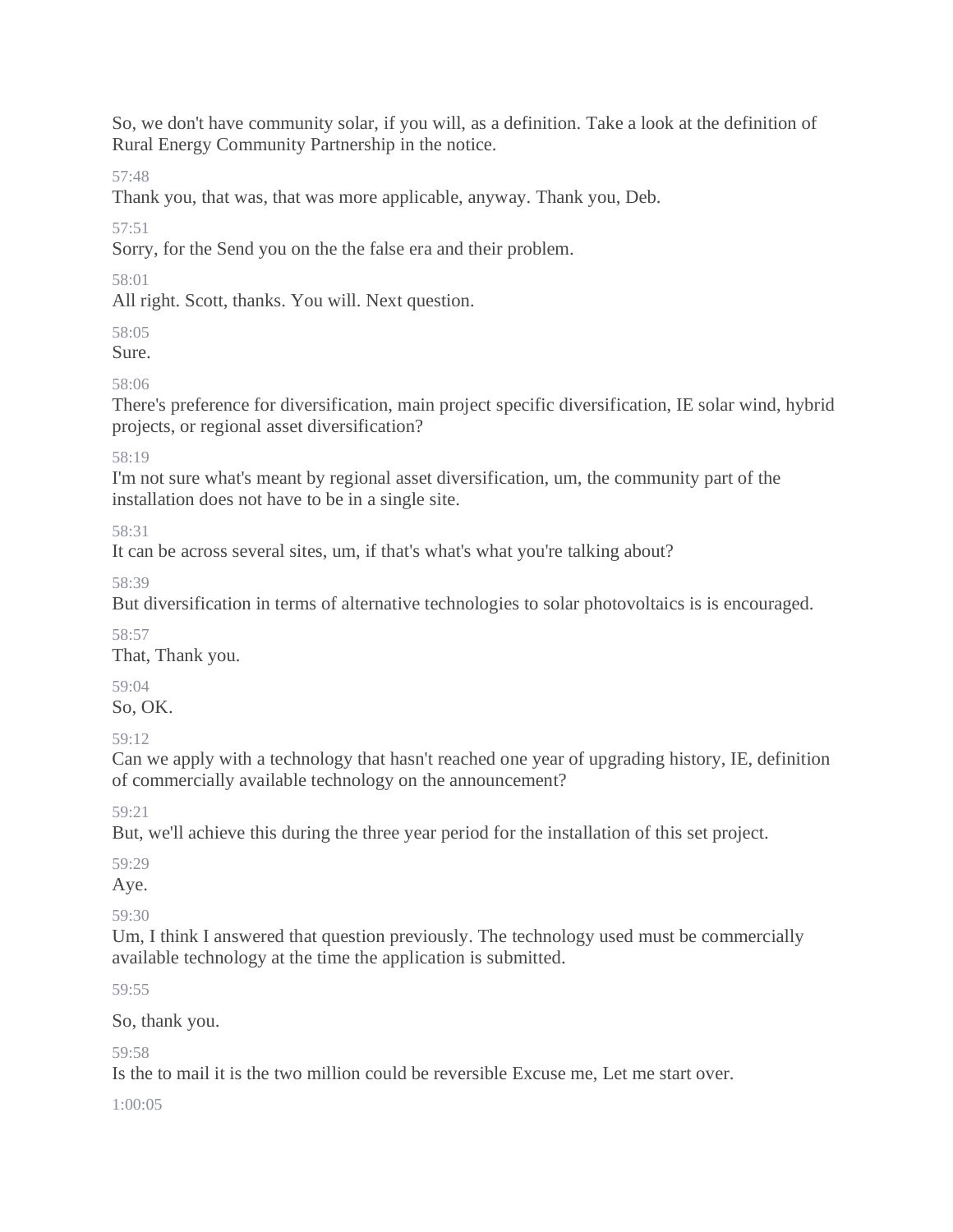So, we don't have community solar, if you will, as a definition. Take a look at the definition of Rural Energy Community Partnership in the notice.

57:48

Thank you, that was, that was more applicable, anyway. Thank you, Deb.

57:51

Sorry, for the Send you on the the false era and their problem.

58:01

All right. Scott, thanks. You will. Next question.

58:05

Sure.

58:06

There's preference for diversification, main project specific diversification, IE solar wind, hybrid projects, or regional asset diversification?

58:19

I'm not sure what's meant by regional asset diversification, um, the community part of the installation does not have to be in a single site.

58:31

It can be across several sites, um, if that's what's what you're talking about?

58:39

But diversification in terms of alternative technologies to solar photovoltaics is is encouraged.

58:57

That, Thank you.

59:04

So, OK.

59:12

Can we apply with a technology that hasn't reached one year of upgrading history, IE, definition of commercially available technology on the announcement?

59:21

But, we'll achieve this during the three year period for the installation of this set project.

59:29

Aye.

59:30

Um, I think I answered that question previously. The technology used must be commercially available technology at the time the application is submitted.

59:55

So, thank you.

59:58

Is the to mail it is the two million could be reversible Excuse me, Let me start over.

1:00:05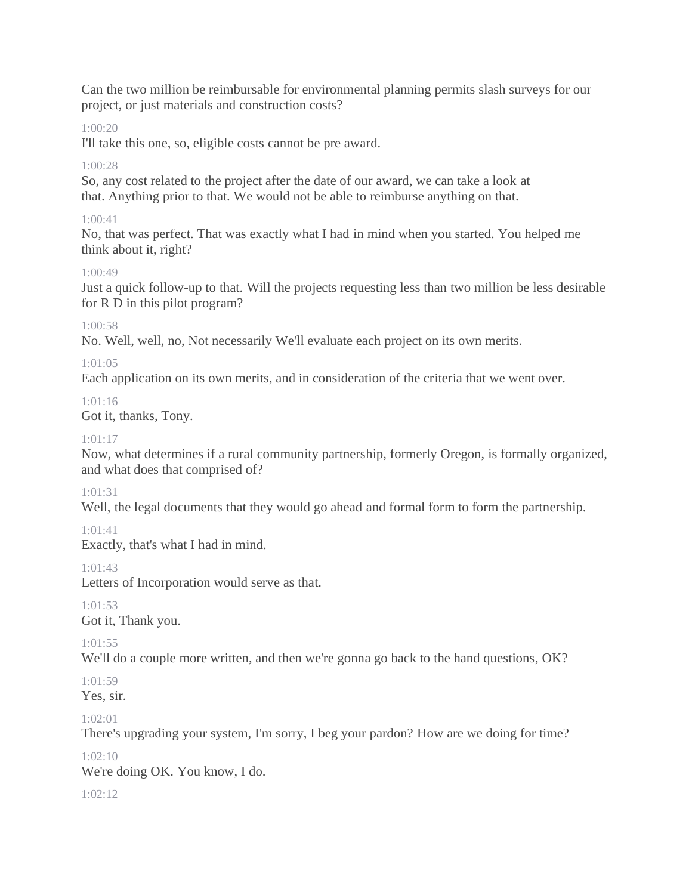Can the two million be reimbursable for environmental planning permits slash surveys for our project, or just materials and construction costs?

1:00:20
I'll take this one, so, eligible costs cannot be pre award.

1:00:28
So, any cost related to the project after the date of our award, we can take a look at that. Anything prior to that. We would not be able to reimburse anything on that.

1:00:41
No, that was perfect. That was exactly what I had in mind when you started. You helped me think about it, right?

1:00:49
Just a quick follow-up to that. Will the projects requesting less than two million be less desirable for R D in this pilot program?

1:00:58
No. Well, well, no, Not necessarily We'll evaluate each project on its own merits.

1:01:05
Each application on its own merits, and in consideration of the criteria that we went over.

1:01:16
Got it, thanks, Tony.

1:01:17
Now, what determines if a rural community partnership, formerly Oregon, is formally organized, and what does that comprised of?

1:01:31
Well, the legal documents that they would go ahead and formal form to form the partnership.

1:01:41
Exactly, that's what I had in mind.

1:01:43
Letters of Incorporation would serve as that.

1:01:53
Got it, Thank you.

1:01:55
We'll do a couple more written, and then we're gonna go back to the hand questions, OK?

1:01:59
Yes, sir.

1:02:01
There's upgrading your system, I'm sorry, I beg your pardon? How are we doing for time?

1:02:10
We're doing OK. You know, I do.

1:02:12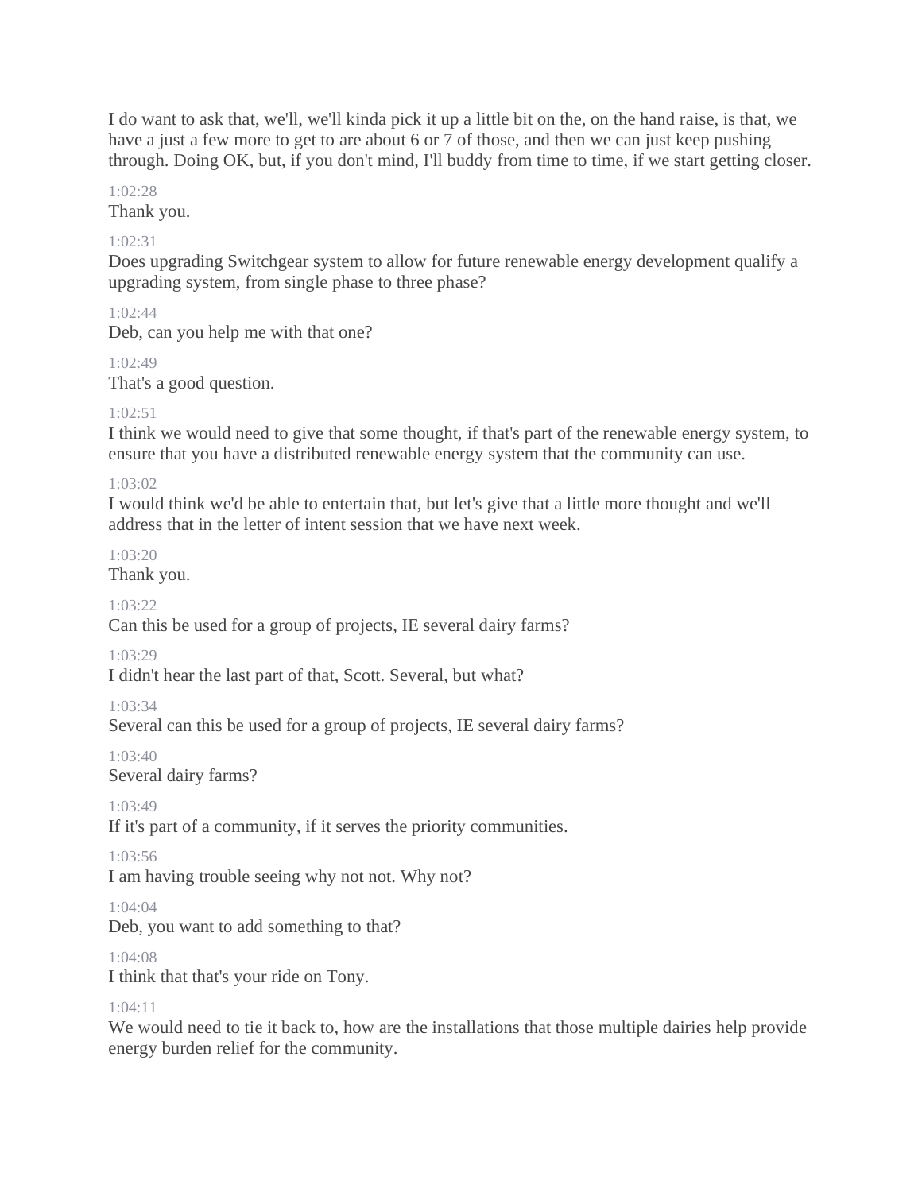I do want to ask that, we'll, we'll kinda pick it up a little bit on the, on the hand raise, is that, we have a just a few more to get to are about 6 or 7 of those, and then we can just keep pushing through. Doing OK, but, if you don't mind, I'll buddy from time to time, if we start getting closer.

1:02:28

Thank you.

1:02:31

Does upgrading Switchgear system to allow for future renewable energy development qualify a upgrading system, from single phase to three phase?

1:02:44

Deb, can you help me with that one?

1:02:49

That's a good question.

1:02:51

I think we would need to give that some thought, if that's part of the renewable energy system, to ensure that you have a distributed renewable energy system that the community can use.

1:03:02

I would think we'd be able to entertain that, but let's give that a little more thought and we'll address that in the letter of intent session that we have next week.

1:03:20

Thank you.

1:03:22

Can this be used for a group of projects, IE several dairy farms?

1:03:29

I didn't hear the last part of that, Scott. Several, but what?

1:03:34

Several can this be used for a group of projects, IE several dairy farms?

1:03:40

Several dairy farms?

1:03:49

If it's part of a community, if it serves the priority communities.

1:03:56

I am having trouble seeing why not not. Why not?

1:04:04

Deb, you want to add something to that?

1:04:08

I think that that's your ride on Tony.

1:04:11

We would need to tie it back to, how are the installations that those multiple dairies help provide energy burden relief for the community.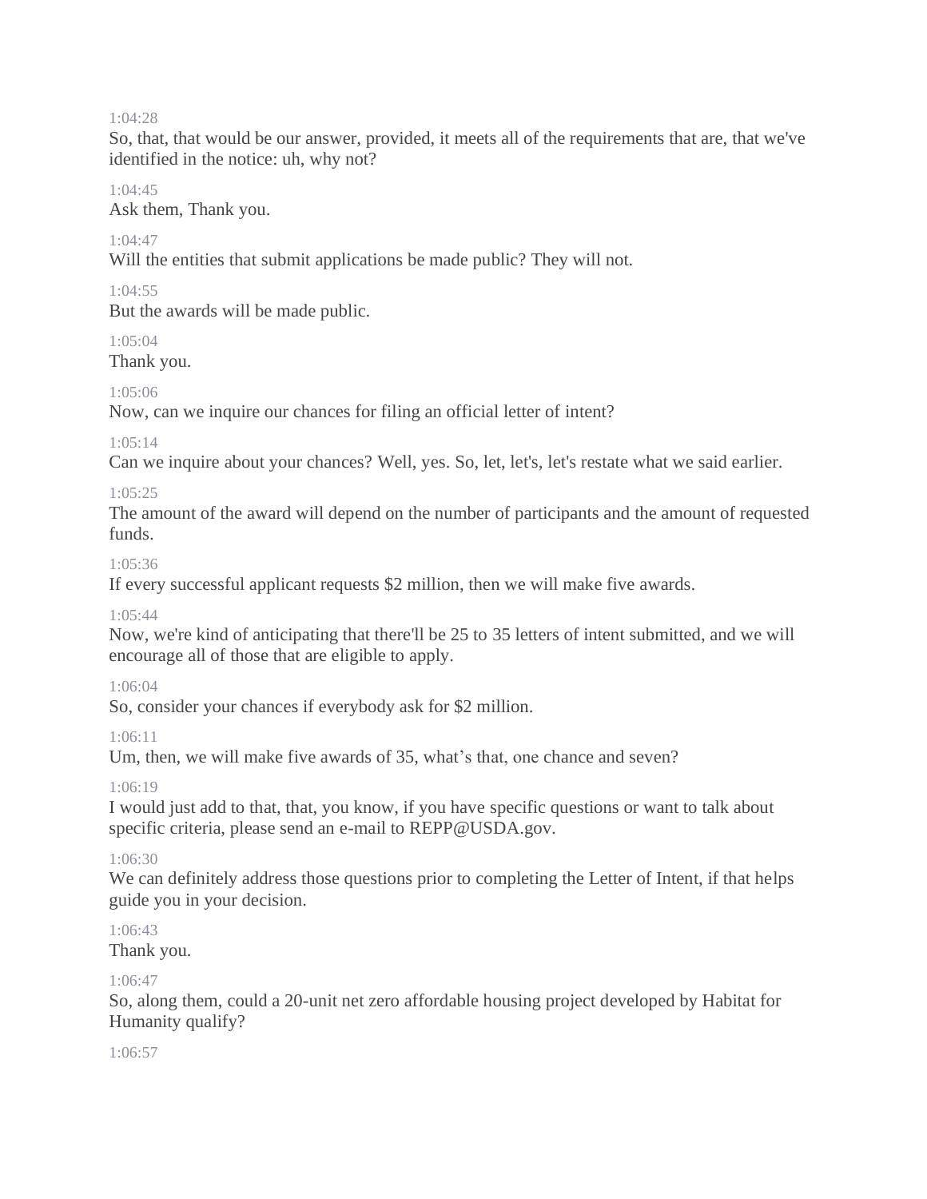1:04:28

So, that, that would be our answer, provided, it meets all of the requirements that are, that we've identified in the notice: uh, why not?

1:04:45

Ask them, Thank you.

1:04:47

Will the entities that submit applications be made public? They will not.

1:04:55

But the awards will be made public.

1:05:04

Thank you.

1:05:06

Now, can we inquire our chances for filing an official letter of intent?

1:05:14

Can we inquire about your chances? Well, yes. So, let, let's, let's restate what we said earlier.

1:05:25

The amount of the award will depend on the number of participants and the amount of requested funds.

1:05:36

If every successful applicant requests $2 million, then we will make five awards.

1:05:44

Now, we're kind of anticipating that there'll be 25 to 35 letters of intent submitted, and we will encourage all of those that are eligible to apply.

1:06:04

So, consider your chances if everybody ask for $2 million.

1:06:11

Um, then, we will make five awards of 35, what's that, one chance and seven?

1:06:19

I would just add to that, that, you know, if you have specific questions or want to talk about specific criteria, please send an e-mail to REPP@USDA.gov.

1:06:30

We can definitely address those questions prior to completing the Letter of Intent, if that helps guide you in your decision.

1:06:43

Thank you.

1:06:47

So, along them, could a 20-unit net zero affordable housing project developed by Habitat for Humanity qualify?

1:06:57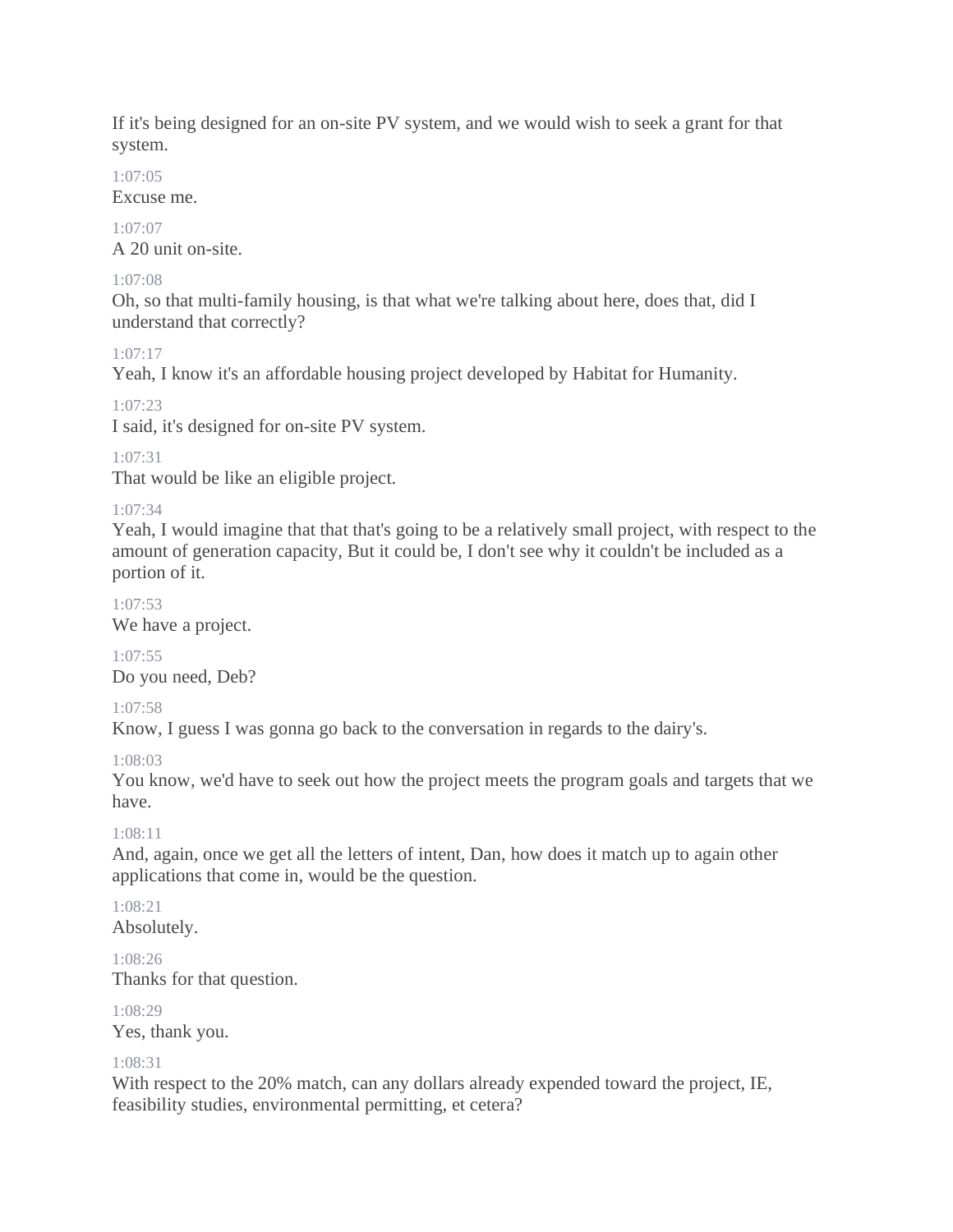If it's being designed for an on-site PV system, and we would wish to seek a grant for that system.

1:07:05
Excuse me.

1:07:07
A 20 unit on-site.

1:07:08
Oh, so that multi-family housing, is that what we're talking about here, does that, did I understand that correctly?

1:07:17
Yeah, I know it's an affordable housing project developed by Habitat for Humanity.

1:07:23
I said, it's designed for on-site PV system.

1:07:31
That would be like an eligible project.

1:07:34
Yeah, I would imagine that that that's going to be a relatively small project, with respect to the amount of generation capacity, But it could be, I don't see why it couldn't be included as a portion of it.

1:07:53
We have a project.

1:07:55
Do you need, Deb?

1:07:58
Know, I guess I was gonna go back to the conversation in regards to the dairy's.

1:08:03
You know, we'd have to seek out how the project meets the program goals and targets that we have.

1:08:11
And, again, once we get all the letters of intent, Dan, how does it match up to again other applications that come in, would be the question.

1:08:21
Absolutely.

1:08:26
Thanks for that question.

1:08:29
Yes, thank you.

1:08:31
With respect to the 20% match, can any dollars already expended toward the project, IE, feasibility studies, environmental permitting, et cetera?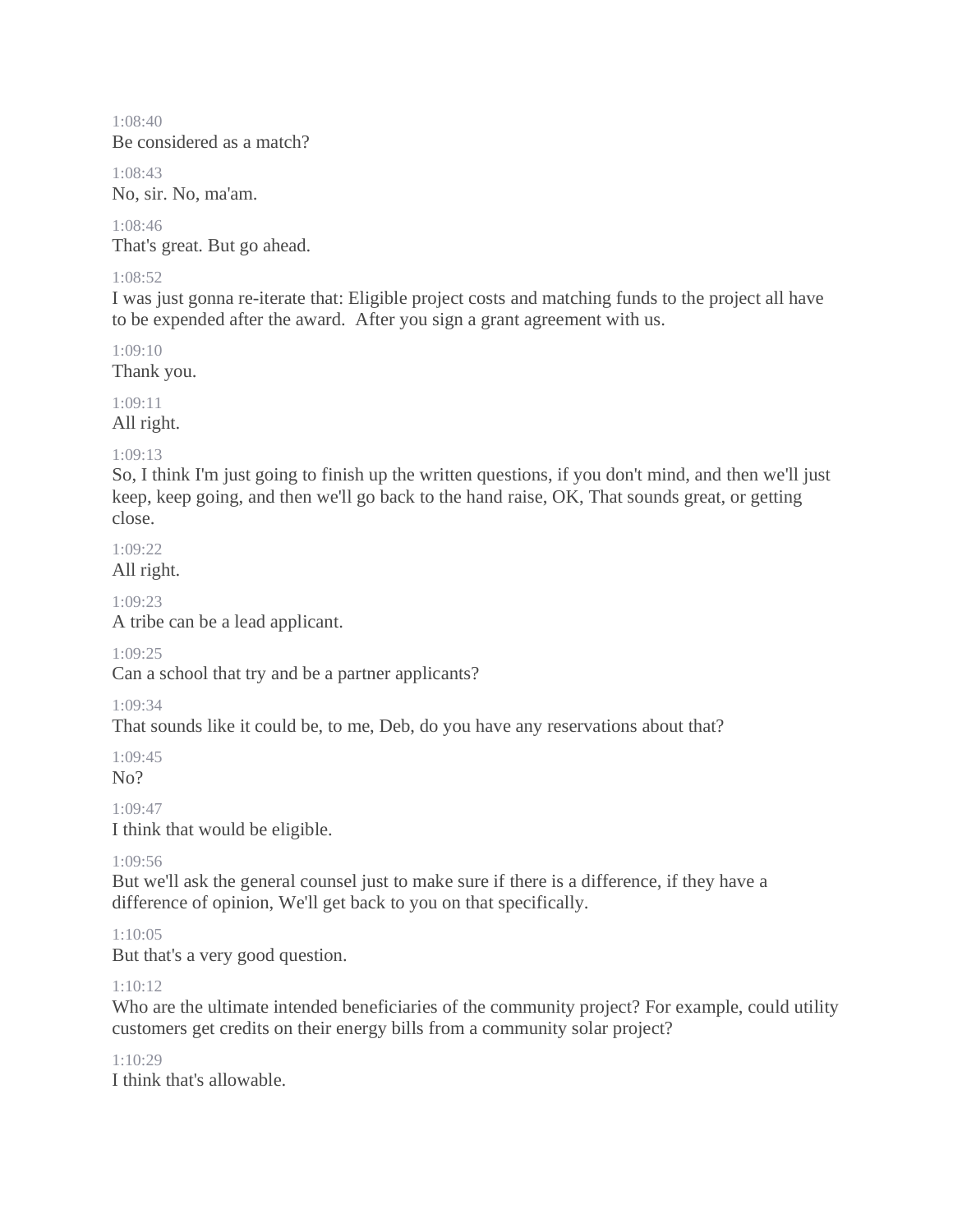1:08:40
Be considered as a match?

1:08:43
No, sir. No, ma'am.

1:08:46
That's great. But go ahead.

1:08:52
I was just gonna re-iterate that: Eligible project costs and matching funds to the project all have to be expended after the award.  After you sign a grant agreement with us.

1:09:10
Thank you.

1:09:11
All right.

1:09:13
So, I think I'm just going to finish up the written questions, if you don't mind, and then we'll just keep, keep going, and then we'll go back to the hand raise, OK, That sounds great, or getting close.

1:09:22
All right.

1:09:23
A tribe can be a lead applicant.

1:09:25
Can a school that try and be a partner applicants?

1:09:34
That sounds like it could be, to me, Deb, do you have any reservations about that?

1:09:45
No?

1:09:47
I think that would be eligible.

1:09:56
But we'll ask the general counsel just to make sure if there is a difference, if they have a difference of opinion, We'll get back to you on that specifically.

1:10:05
But that's a very good question.

1:10:12
Who are the ultimate intended beneficiaries of the community project? For example, could utility customers get credits on their energy bills from a community solar project?

1:10:29
I think that's allowable.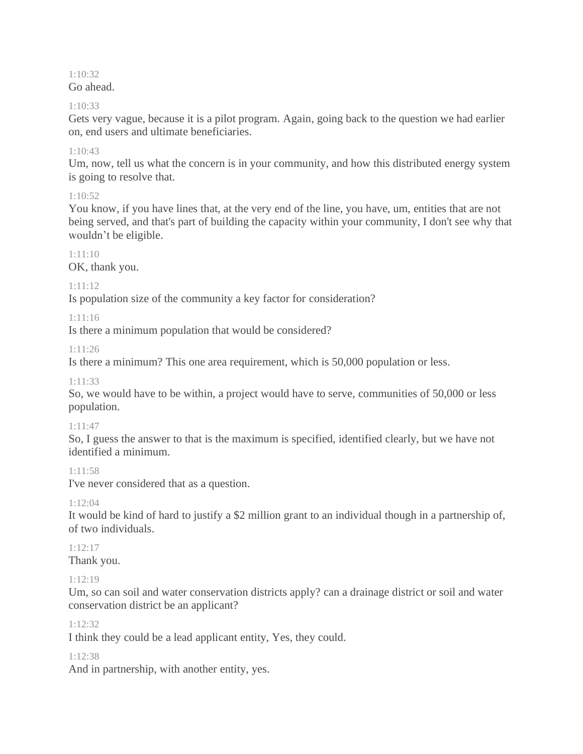1:10:32
Go ahead.

1:10:33
Gets very vague, because it is a pilot program. Again, going back to the question we had earlier on, end users and ultimate beneficiaries.

1:10:43
Um, now, tell us what the concern is in your community, and how this distributed energy system is going to resolve that.

1:10:52
You know, if you have lines that, at the very end of the line, you have, um, entities that are not being served, and that's part of building the capacity within your community, I don't see why that wouldn't be eligible.

1:11:10
OK, thank you.

1:11:12
Is population size of the community a key factor for consideration?

1:11:16
Is there a minimum population that would be considered?

1:11:26
Is there a minimum? This one area requirement, which is 50,000 population or less.

1:11:33
So, we would have to be within, a project would have to serve, communities of 50,000 or less population.

1:11:47
So, I guess the answer to that is the maximum is specified, identified clearly, but we have not identified a minimum.

1:11:58
I've never considered that as a question.

1:12:04
It would be kind of hard to justify a $2 million grant to an individual though in a partnership of, of two individuals.

1:12:17
Thank you.

1:12:19
Um, so can soil and water conservation districts apply? can a drainage district or soil and water conservation district be an applicant?

1:12:32
I think they could be a lead applicant entity, Yes, they could.

1:12:38
And in partnership, with another entity, yes.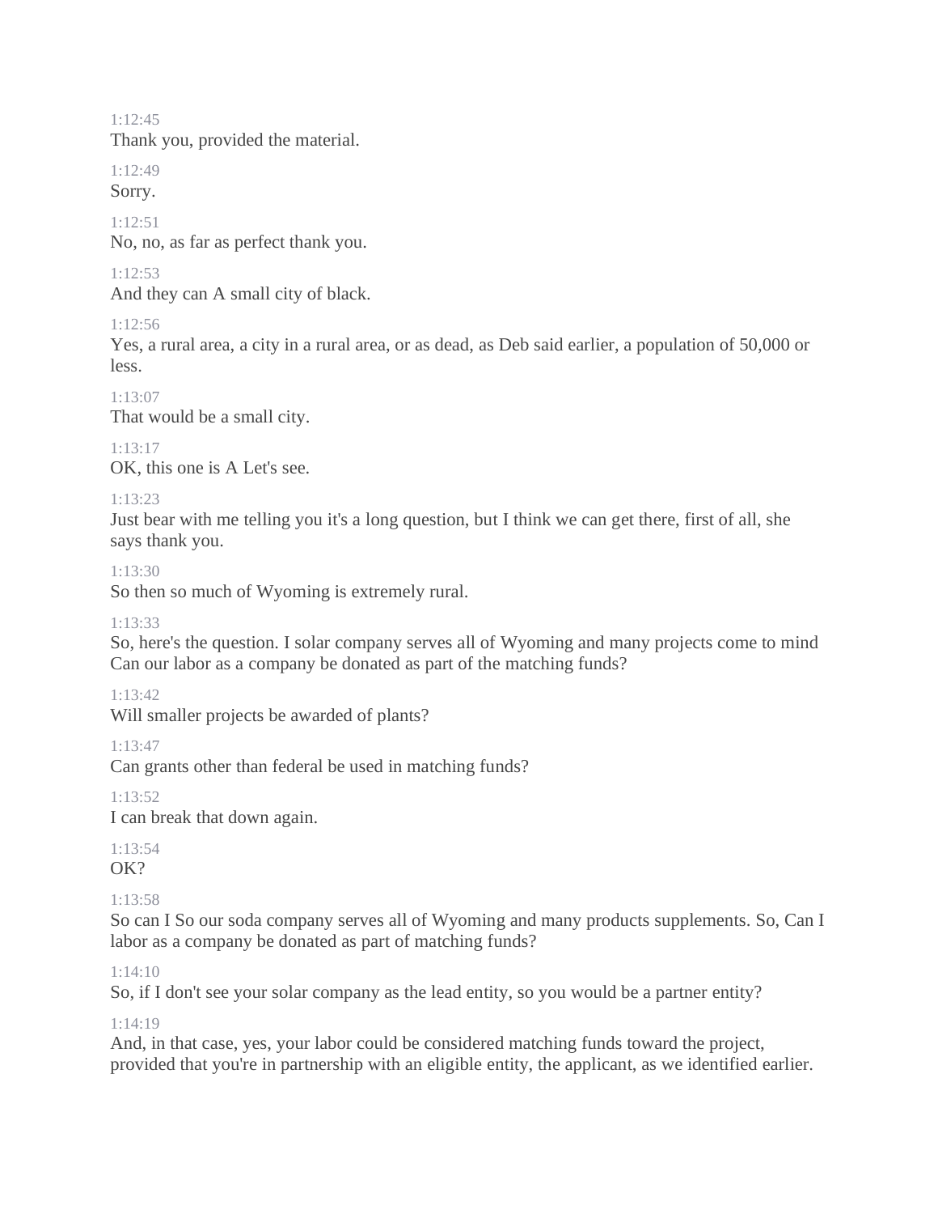1:12:45
Thank you, provided the material.

1:12:49
Sorry.

1:12:51
No, no, as far as perfect thank you.

1:12:53
And they can A small city of black.

1:12:56
Yes, a rural area, a city in a rural area, or as dead, as Deb said earlier, a population of 50,000 or less.

1:13:07
That would be a small city.

1:13:17
OK, this one is A Let's see.

1:13:23
Just bear with me telling you it's a long question, but I think we can get there, first of all, she says thank you.

1:13:30
So then so much of Wyoming is extremely rural.

1:13:33
So, here's the question. I solar company serves all of Wyoming and many projects come to mind Can our labor as a company be donated as part of the matching funds?

1:13:42
Will smaller projects be awarded of plants?

1:13:47
Can grants other than federal be used in matching funds?

1:13:52
I can break that down again.

1:13:54
OK?

1:13:58
So can I So our soda company serves all of Wyoming and many products supplements. So, Can I labor as a company be donated as part of matching funds?

1:14:10
So, if I don't see your solar company as the lead entity, so you would be a partner entity?

1:14:19
And, in that case, yes, your labor could be considered matching funds toward the project, provided that you're in partnership with an eligible entity, the applicant, as we identified earlier.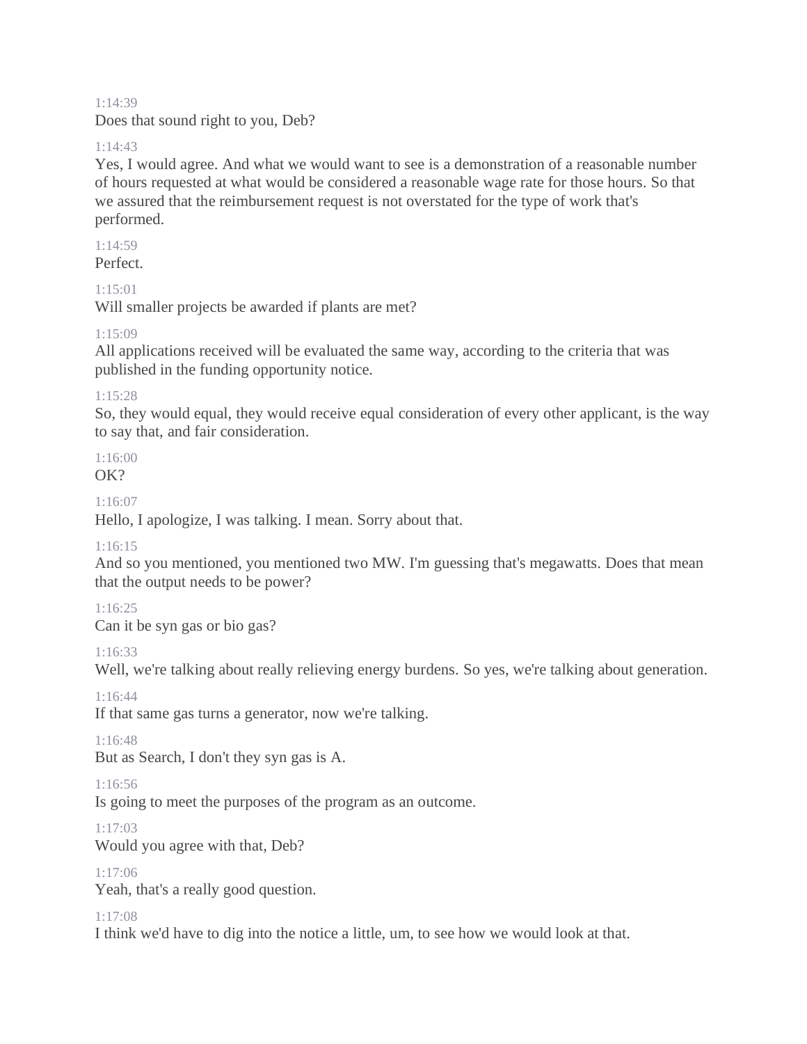1:14:39
Does that sound right to you, Deb?

1:14:43
Yes, I would agree. And what we would want to see is a demonstration of a reasonable number of hours requested at what would be considered a reasonable wage rate for those hours. So that we assured that the reimbursement request is not overstated for the type of work that's performed.

1:14:59
Perfect.

1:15:01
Will smaller projects be awarded if plants are met?

1:15:09
All applications received will be evaluated the same way, according to the criteria that was published in the funding opportunity notice.

1:15:28
So, they would equal, they would receive equal consideration of every other applicant, is the way to say that, and fair consideration.

1:16:00
OK?

1:16:07
Hello, I apologize, I was talking. I mean. Sorry about that.

1:16:15
And so you mentioned, you mentioned two MW. I'm guessing that's megawatts. Does that mean that the output needs to be power?

1:16:25
Can it be syn gas or bio gas?

1:16:33
Well, we're talking about really relieving energy burdens. So yes, we're talking about generation.

1:16:44
If that same gas turns a generator, now we're talking.

1:16:48
But as Search, I don't they syn gas is A.

1:16:56
Is going to meet the purposes of the program as an outcome.

1:17:03
Would you agree with that, Deb?

1:17:06
Yeah, that's a really good question.

1:17:08
I think we'd have to dig into the notice a little, um, to see how we would look at that.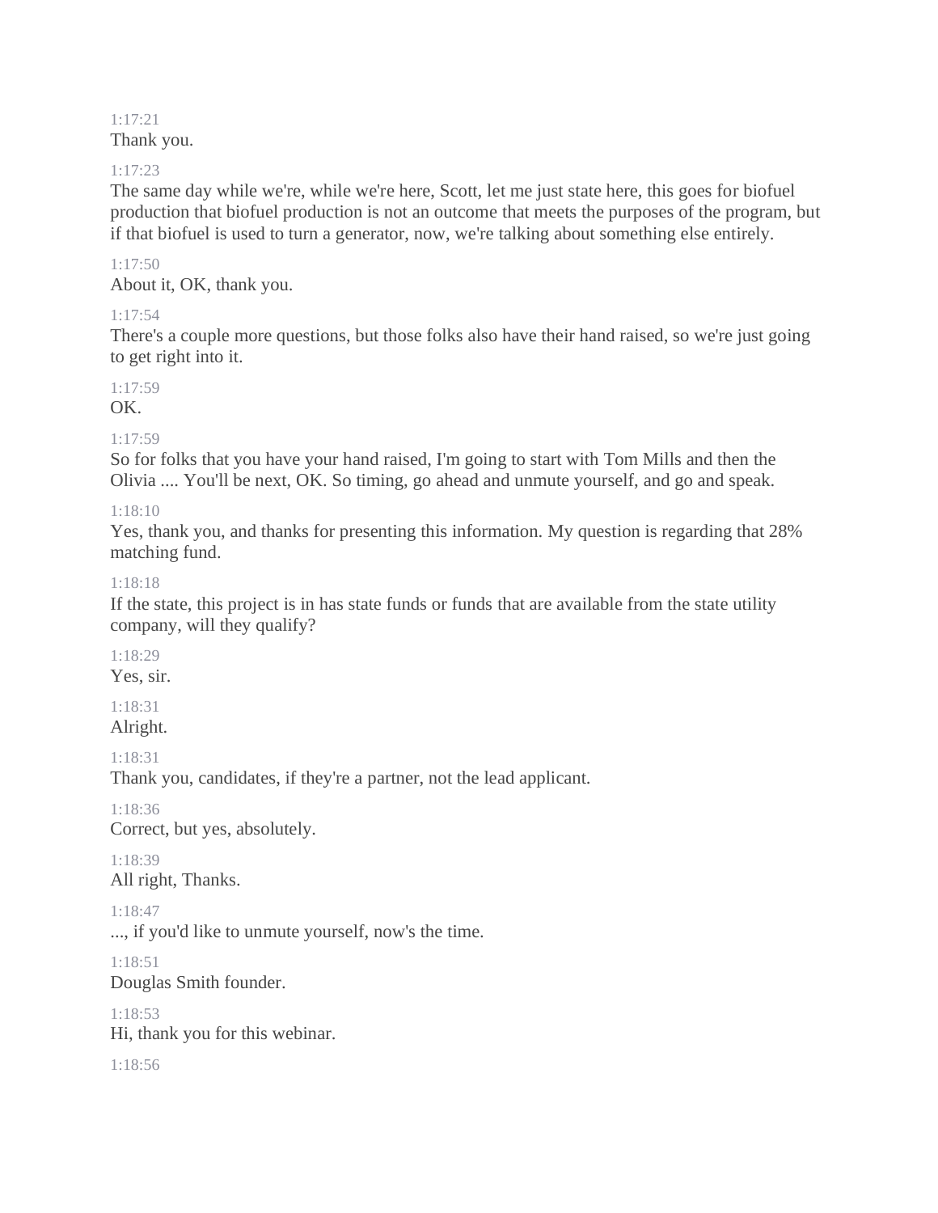1:17:21
Thank you.

1:17:23
The same day while we're, while we're here, Scott, let me just state here, this goes for biofuel production that biofuel production is not an outcome that meets the purposes of the program, but if that biofuel is used to turn a generator, now, we're talking about something else entirely.

1:17:50
About it, OK, thank you.

1:17:54
There's a couple more questions, but those folks also have their hand raised, so we're just going to get right into it.

1:17:59
OK.

1:17:59
So for folks that you have your hand raised, I'm going to start with Tom Mills and then the Olivia .... You'll be next, OK. So timing, go ahead and unmute yourself, and go and speak.

1:18:10
Yes, thank you, and thanks for presenting this information. My question is regarding that 28% matching fund.

1:18:18
If the state, this project is in has state funds or funds that are available from the state utility company, will they qualify?

1:18:29
Yes, sir.

1:18:31
Alright.

1:18:31
Thank you, candidates, if they're a partner, not the lead applicant.

1:18:36
Correct, but yes, absolutely.

1:18:39
All right, Thanks.

1:18:47
..., if you'd like to unmute yourself, now's the time.

1:18:51
Douglas Smith founder.

1:18:53
Hi, thank you for this webinar.

1:18:56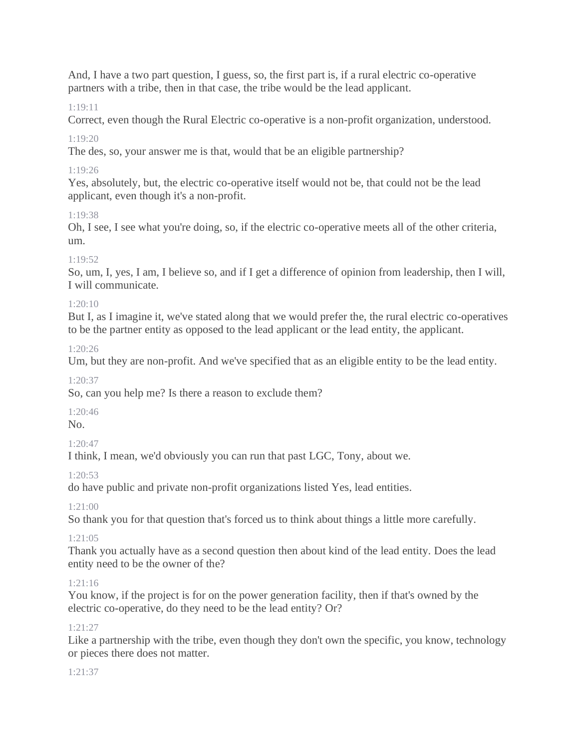And, I have a two part question, I guess, so, the first part is, if a rural electric co-operative partners with a tribe, then in that case, the tribe would be the lead applicant.

1:19:11

Correct, even though the Rural Electric co-operative is a non-profit organization, understood.

1:19:20

The des, so, your answer me is that, would that be an eligible partnership?

1:19:26

Yes, absolutely, but, the electric co-operative itself would not be, that could not be the lead applicant, even though it's a non-profit.

1:19:38

Oh, I see, I see what you're doing, so, if the electric co-operative meets all of the other criteria, um.

1:19:52

So, um, I, yes, I am, I believe so, and if I get a difference of opinion from leadership, then I will, I will communicate.

1:20:10

But I, as I imagine it, we've stated along that we would prefer the, the rural electric co-operatives to be the partner entity as opposed to the lead applicant or the lead entity, the applicant.

1:20:26

Um, but they are non-profit. And we've specified that as an eligible entity to be the lead entity.

1:20:37

So, can you help me? Is there a reason to exclude them?

1:20:46

No.

1:20:47

I think, I mean, we'd obviously you can run that past LGC, Tony, about we.

1:20:53

do have public and private non-profit organizations listed Yes, lead entities.

1:21:00

So thank you for that question that's forced us to think about things a little more carefully.

1:21:05

Thank you actually have as a second question then about kind of the lead entity. Does the lead entity need to be the owner of the?

1:21:16

You know, if the project is for on the power generation facility, then if that's owned by the electric co-operative, do they need to be the lead entity? Or?

1:21:27

Like a partnership with the tribe, even though they don't own the specific, you know, technology or pieces there does not matter.

1:21:37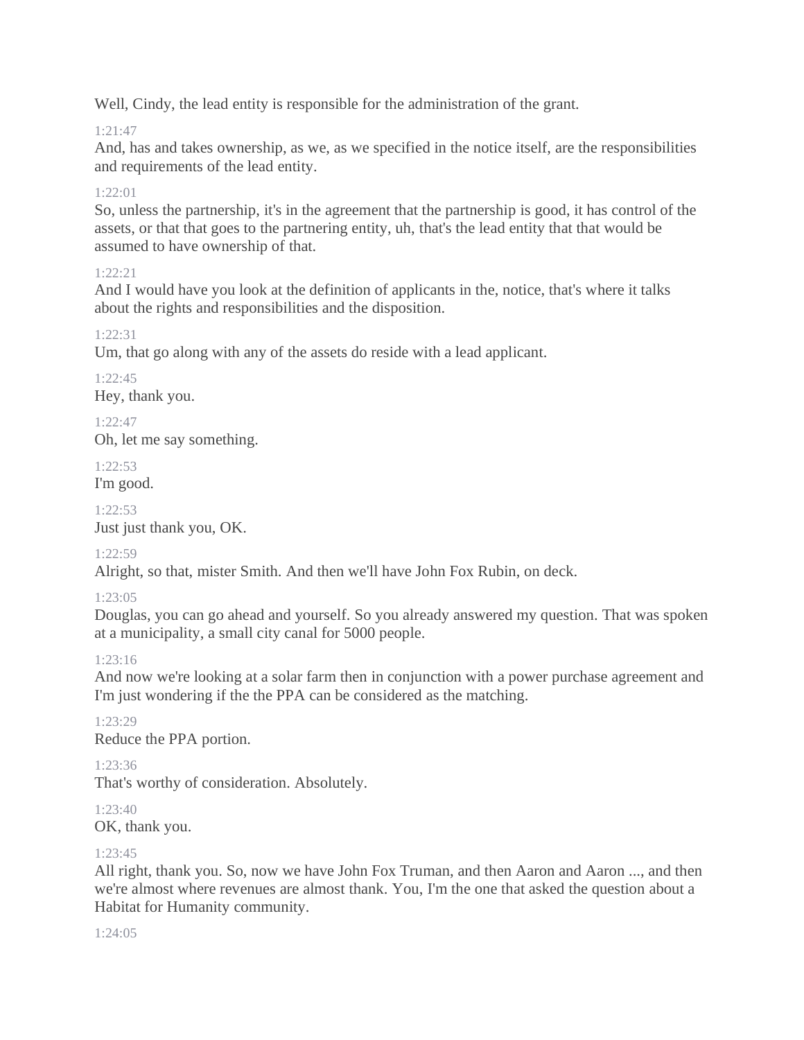Well, Cindy, the lead entity is responsible for the administration of the grant.

1:21:47

And, has and takes ownership, as we, as we specified in the notice itself, are the responsibilities and requirements of the lead entity.

1:22:01

So, unless the partnership, it's in the agreement that the partnership is good, it has control of the assets, or that that goes to the partnering entity, uh, that's the lead entity that that would be assumed to have ownership of that.

1:22:21

And I would have you look at the definition of applicants in the, notice, that's where it talks about the rights and responsibilities and the disposition.

1:22:31

Um, that go along with any of the assets do reside with a lead applicant.

1:22:45

Hey, thank you.

1:22:47

Oh, let me say something.

1:22:53

I'm good.

1:22:53

Just just thank you, OK.

1:22:59

Alright, so that, mister Smith. And then we'll have John Fox Rubin, on deck.

1:23:05

Douglas, you can go ahead and yourself. So you already answered my question. That was spoken at a municipality, a small city canal for 5000 people.

1:23:16

And now we're looking at a solar farm then in conjunction with a power purchase agreement and I'm just wondering if the the PPA can be considered as the matching.

1:23:29

Reduce the PPA portion.

1:23:36

That's worthy of consideration. Absolutely.

1:23:40

OK, thank you.

1:23:45

All right, thank you. So, now we have John Fox Truman, and then Aaron and Aaron ..., and then we're almost where revenues are almost thank. You, I'm the one that asked the question about a Habitat for Humanity community.

1:24:05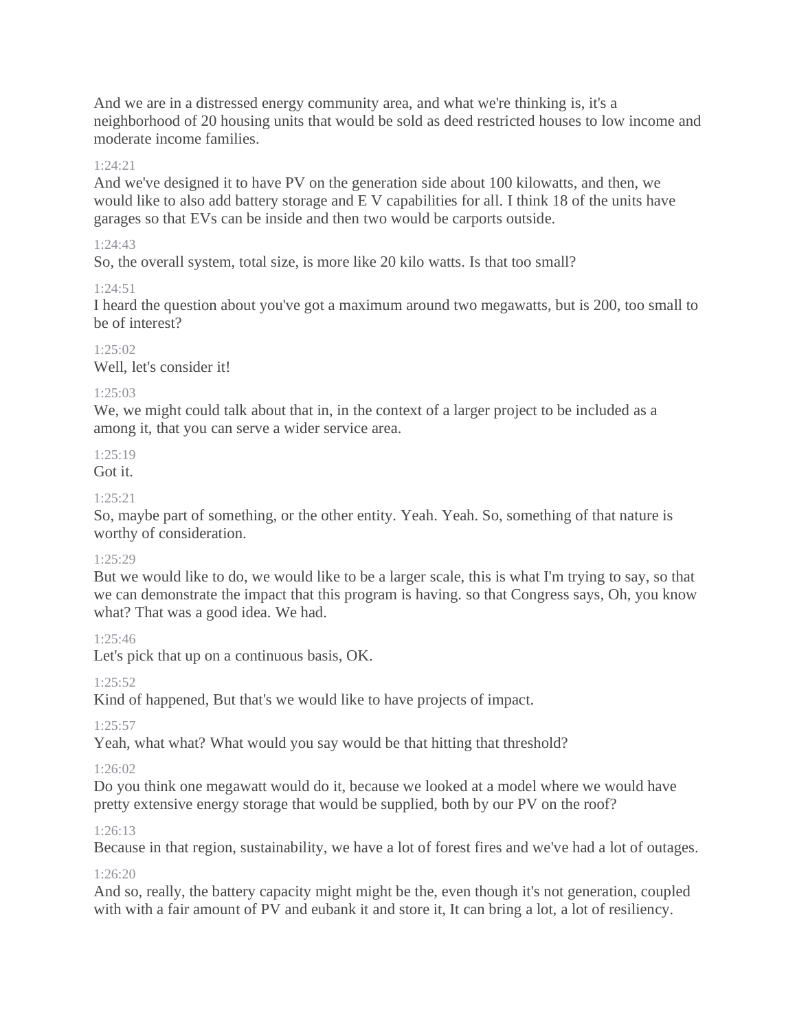And we are in a distressed energy community area, and what we're thinking is, it's a neighborhood of 20 housing units that would be sold as deed restricted houses to low income and moderate income families.

1:24:21

And we've designed it to have PV on the generation side about 100 kilowatts, and then, we would like to also add battery storage and E V capabilities for all. I think 18 of the units have garages so that EVs can be inside and then two would be carports outside.

1:24:43

So, the overall system, total size, is more like 20 kilo watts. Is that too small?

1:24:51

I heard the question about you've got a maximum around two megawatts, but is 200, too small to be of interest?

1:25:02

Well, let's consider it!

1:25:03

We, we might could talk about that in, in the context of a larger project to be included as a among it, that you can serve a wider service area.

1:25:19

Got it.

1:25:21

So, maybe part of something, or the other entity. Yeah. Yeah. So, something of that nature is worthy of consideration.

1:25:29

But we would like to do, we would like to be a larger scale, this is what I'm trying to say, so that we can demonstrate the impact that this program is having. so that Congress says, Oh, you know what? That was a good idea. We had.

1:25:46

Let's pick that up on a continuous basis, OK.

1:25:52

Kind of happened, But that's we would like to have projects of impact.

1:25:57

Yeah, what what? What would you say would be that hitting that threshold?

1:26:02

Do you think one megawatt would do it, because we looked at a model where we would have pretty extensive energy storage that would be supplied, both by our PV on the roof?

1:26:13

Because in that region, sustainability, we have a lot of forest fires and we've had a lot of outages.

1:26:20

And so, really, the battery capacity might might be the, even though it's not generation, coupled with with a fair amount of PV and eubank it and store it, It can bring a lot, a lot of resiliency.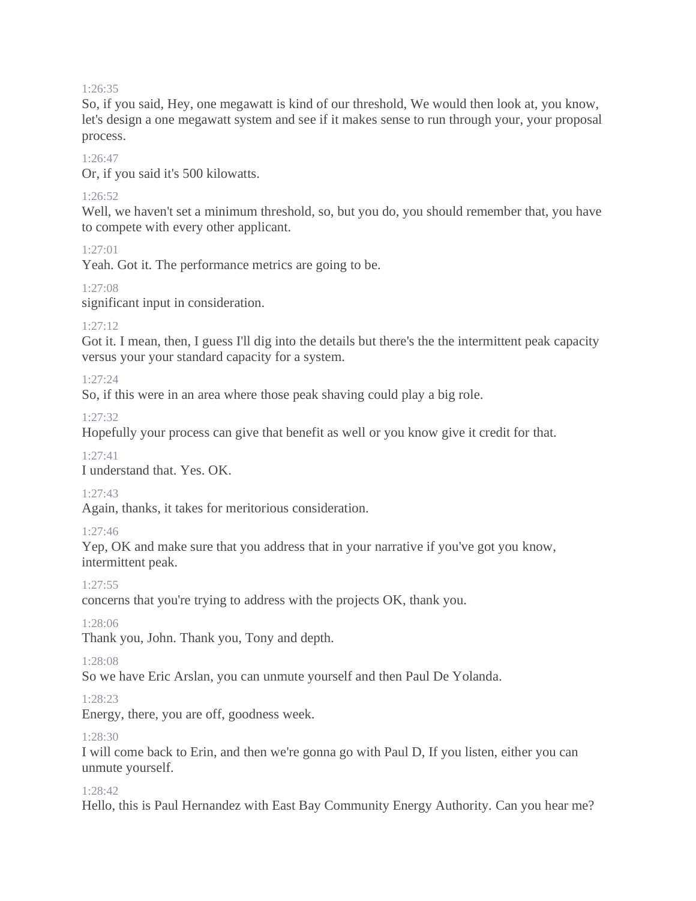1:26:35
So, if you said, Hey, one megawatt is kind of our threshold, We would then look at, you know, let's design a one megawatt system and see if it makes sense to run through your, your proposal process.

1:26:47
Or, if you said it's 500 kilowatts.

1:26:52
Well, we haven't set a minimum threshold, so, but you do, you should remember that, you have to compete with every other applicant.

1:27:01
Yeah. Got it. The performance metrics are going to be.

1:27:08
significant input in consideration.

1:27:12
Got it. I mean, then, I guess I'll dig into the details but there's the the intermittent peak capacity versus your your standard capacity for a system.

1:27:24
So, if this were in an area where those peak shaving could play a big role.

1:27:32
Hopefully your process can give that benefit as well or you know give it credit for that.

1:27:41
I understand that. Yes. OK.

1:27:43
Again, thanks, it takes for meritorious consideration.

1:27:46
Yep, OK and make sure that you address that in your narrative if you've got you know, intermittent peak.

1:27:55
concerns that you're trying to address with the projects OK, thank you.

1:28:06
Thank you, John. Thank you, Tony and depth.

1:28:08
So we have Eric Arslan, you can unmute yourself and then Paul De Yolanda.

1:28:23
Energy, there, you are off, goodness week.

1:28:30
I will come back to Erin, and then we're gonna go with Paul D, If you listen, either you can unmute yourself.

1:28:42
Hello, this is Paul Hernandez with East Bay Community Energy Authority. Can you hear me?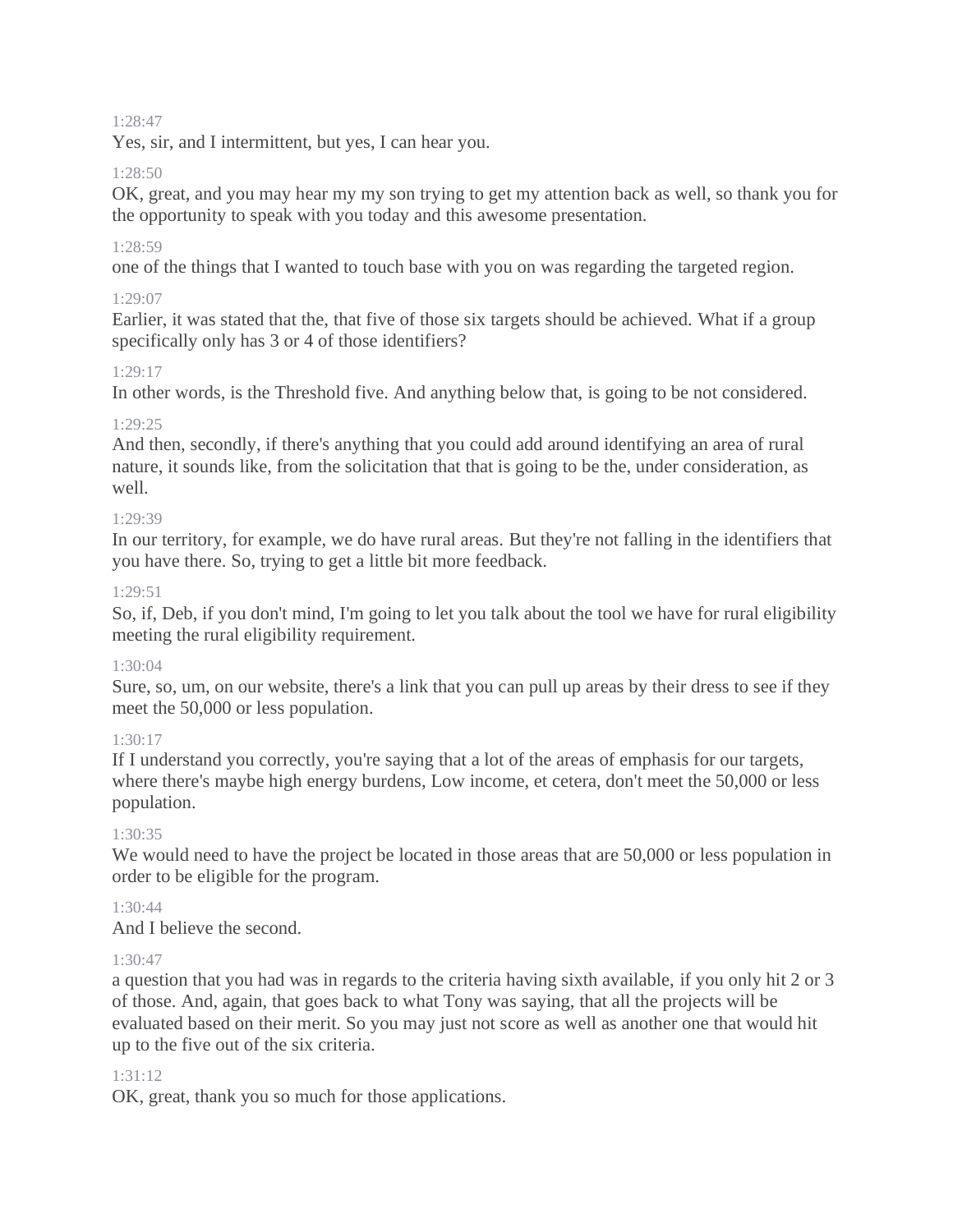1:28:47

Yes, sir, and I intermittent, but yes, I can hear you.

1:28:50

OK, great, and you may hear my my son trying to get my attention back as well, so thank you for the opportunity to speak with you today and this awesome presentation.

1:28:59

one of the things that I wanted to touch base with you on was regarding the targeted region.

1:29:07

Earlier, it was stated that the, that five of those six targets should be achieved. What if a group specifically only has 3 or 4 of those identifiers?

1:29:17

In other words, is the Threshold five. And anything below that, is going to be not considered.

1:29:25

And then, secondly, if there's anything that you could add around identifying an area of rural nature, it sounds like, from the solicitation that that is going to be the, under consideration, as well.

1:29:39

In our territory, for example, we do have rural areas. But they're not falling in the identifiers that you have there. So, trying to get a little bit more feedback.

1:29:51

So, if, Deb, if you don't mind, I'm going to let you talk about the tool we have for rural eligibility meeting the rural eligibility requirement.

1:30:04

Sure, so, um, on our website, there's a link that you can pull up areas by their dress to see if they meet the 50,000 or less population.

1:30:17

If I understand you correctly, you're saying that a lot of the areas of emphasis for our targets, where there's maybe high energy burdens, Low income, et cetera, don't meet the 50,000 or less population.

1:30:35

We would need to have the project be located in those areas that are 50,000 or less population in order to be eligible for the program.

1:30:44

And I believe the second.

1:30:47

a question that you had was in regards to the criteria having sixth available, if you only hit 2 or 3 of those. And, again, that goes back to what Tony was saying, that all the projects will be evaluated based on their merit. So you may just not score as well as another one that would hit up to the five out of the six criteria.

1:31:12

OK, great, thank you so much for those applications.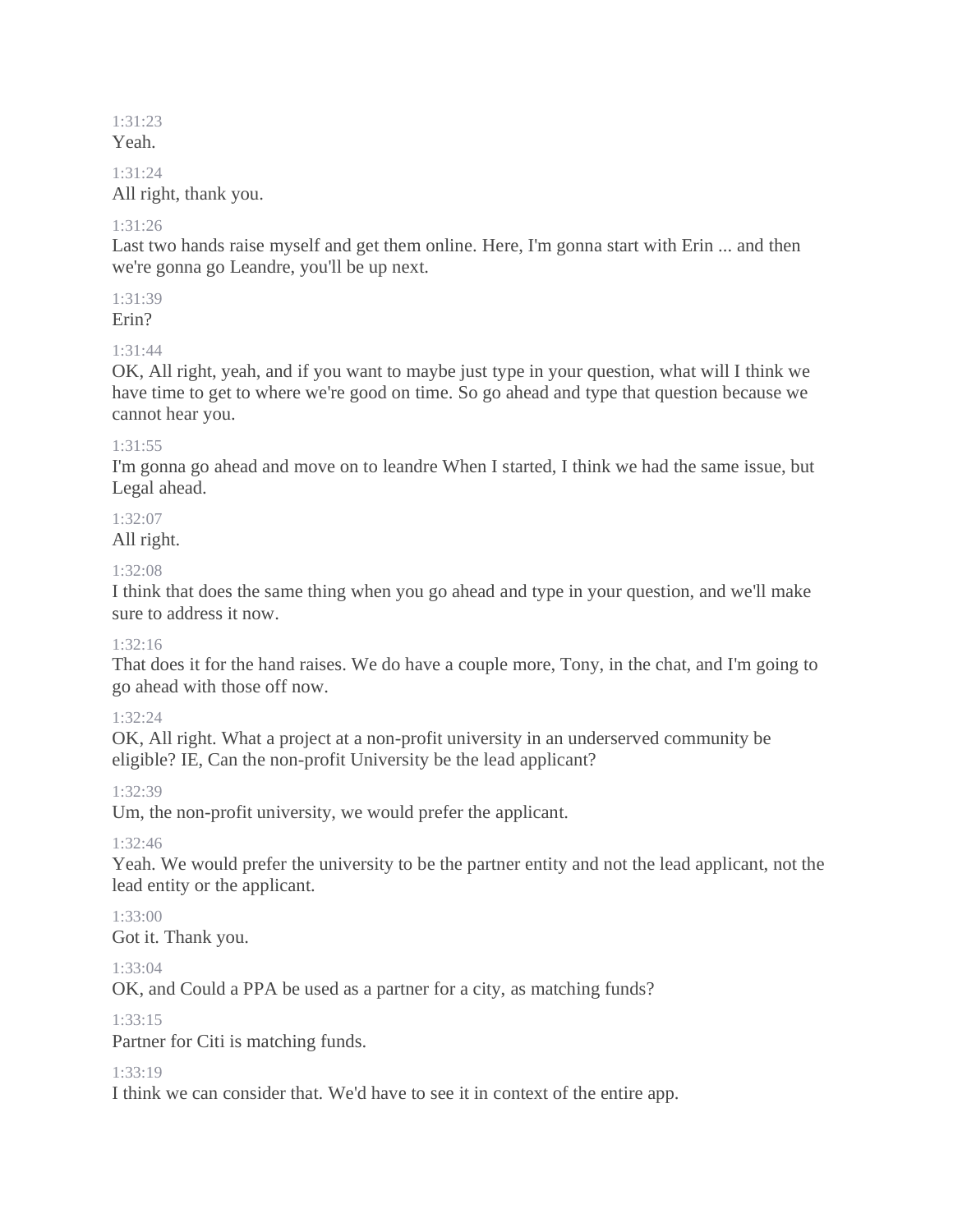1:31:23
Yeah.

1:31:24
All right, thank you.

1:31:26
Last two hands raise myself and get them online. Here, I'm gonna start with Erin ... and then we're gonna go Leandre, you'll be up next.

1:31:39
Erin?

1:31:44
OK, All right, yeah, and if you want to maybe just type in your question, what will I think we have time to get to where we're good on time. So go ahead and type that question because we cannot hear you.

1:31:55
I'm gonna go ahead and move on to leandre When I started, I think we had the same issue, but Legal ahead.

1:32:07
All right.

1:32:08
I think that does the same thing when you go ahead and type in your question, and we'll make sure to address it now.

1:32:16
That does it for the hand raises. We do have a couple more, Tony, in the chat, and I'm going to go ahead with those off now.

1:32:24
OK, All right. What a project at a non-profit university in an underserved community be eligible? IE, Can the non-profit University be the lead applicant?

1:32:39
Um, the non-profit university, we would prefer the applicant.

1:32:46
Yeah. We would prefer the university to be the partner entity and not the lead applicant, not the lead entity or the applicant.

1:33:00
Got it. Thank you.

1:33:04
OK, and Could a PPA be used as a partner for a city, as matching funds?

1:33:15
Partner for Citi is matching funds.

1:33:19
I think we can consider that. We'd have to see it in context of the entire app.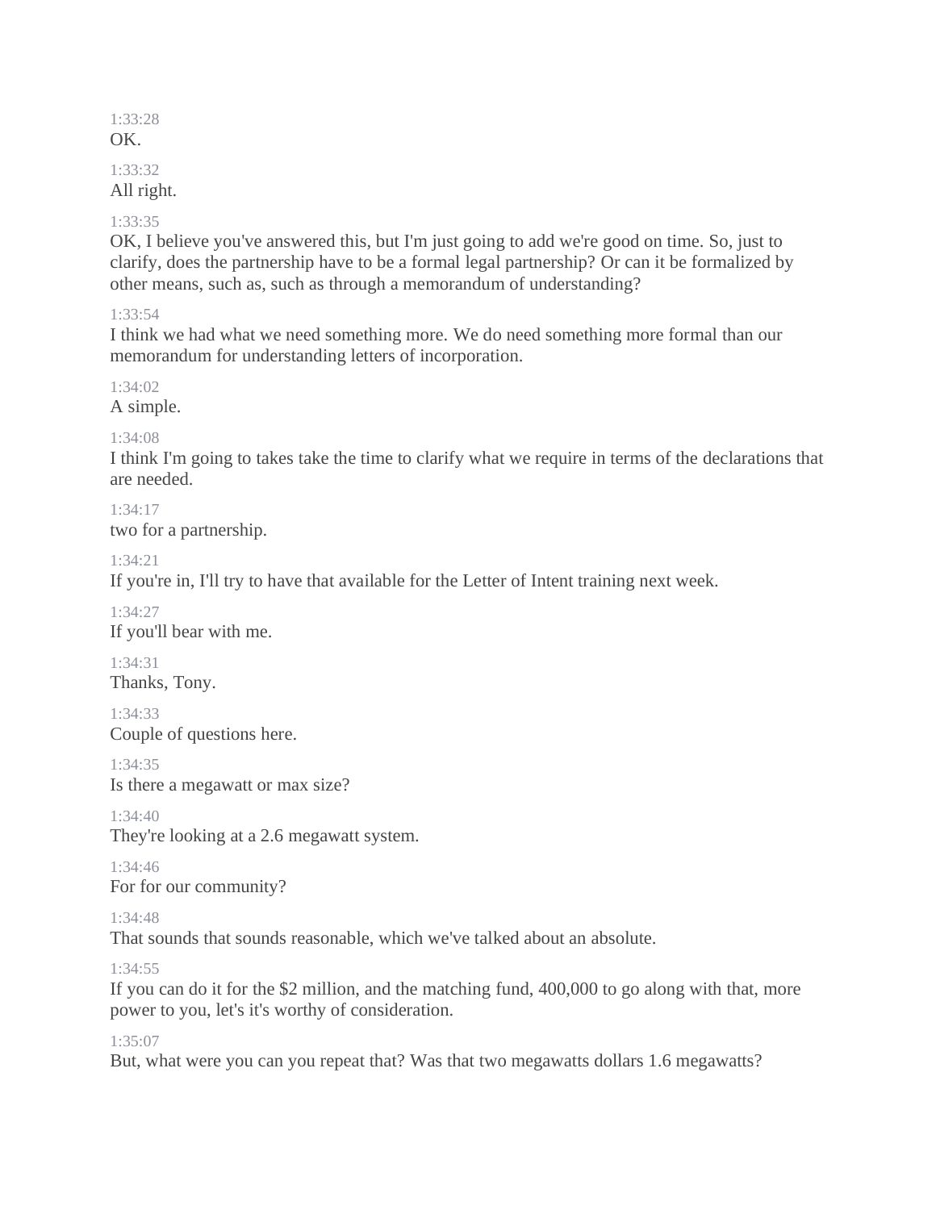1:33:28
OK.

1:33:32
All right.

1:33:35
OK, I believe you've answered this, but I'm just going to add we're good on time. So, just to clarify, does the partnership have to be a formal legal partnership? Or can it be formalized by other means, such as, such as through a memorandum of understanding?

1:33:54
I think we had what we need something more. We do need something more formal than our memorandum for understanding letters of incorporation.

1:34:02
A simple.

1:34:08
I think I'm going to takes take the time to clarify what we require in terms of the declarations that are needed.

1:34:17
two for a partnership.

1:34:21
If you're in, I'll try to have that available for the Letter of Intent training next week.

1:34:27
If you'll bear with me.

1:34:31
Thanks, Tony.

1:34:33
Couple of questions here.

1:34:35
Is there a megawatt or max size?

1:34:40
They're looking at a 2.6 megawatt system.

1:34:46
For for our community?

1:34:48
That sounds that sounds reasonable, which we've talked about an absolute.

1:34:55
If you can do it for the $2 million, and the matching fund, 400,000 to go along with that, more power to you, let's it's worthy of consideration.

1:35:07
But, what were you can you repeat that? Was that two megawatts dollars 1.6 megawatts?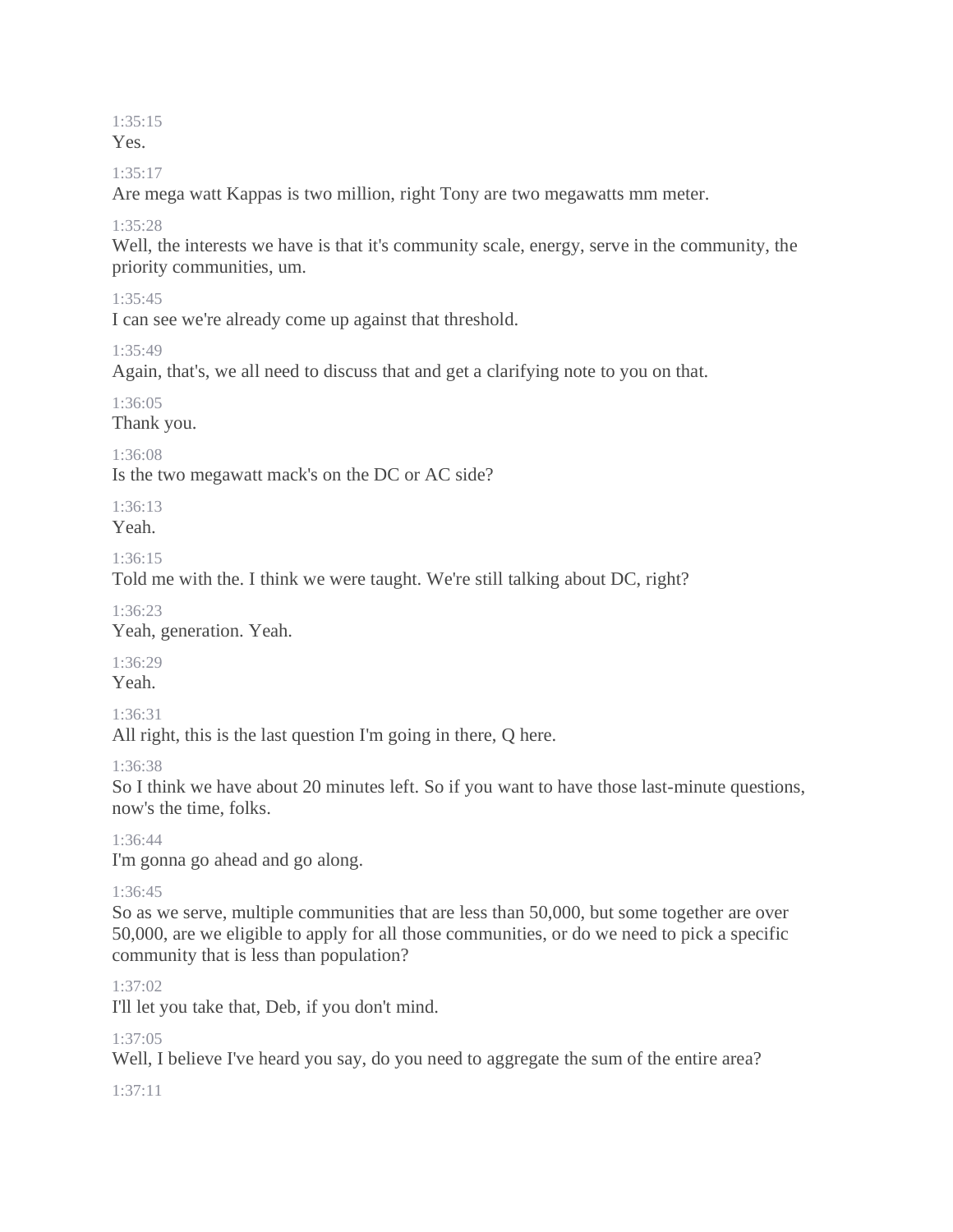1:35:15
Yes.

1:35:17
Are mega watt Kappas is two million, right Tony are two megawatts mm meter.

1:35:28
Well, the interests we have is that it's community scale, energy, serve in the community, the priority communities, um.

1:35:45
I can see we're already come up against that threshold.

1:35:49
Again, that's, we all need to discuss that and get a clarifying note to you on that.

1:36:05
Thank you.

1:36:08
Is the two megawatt mack's on the DC or AC side?

1:36:13
Yeah.

1:36:15
Told me with the. I think we were taught. We're still talking about DC, right?

1:36:23
Yeah, generation. Yeah.

1:36:29
Yeah.

1:36:31
All right, this is the last question I'm going in there, Q here.

1:36:38
So I think we have about 20 minutes left. So if you want to have those last-minute questions, now's the time, folks.

1:36:44
I'm gonna go ahead and go along.

1:36:45
So as we serve, multiple communities that are less than 50,000, but some together are over 50,000, are we eligible to apply for all those communities, or do we need to pick a specific community that is less than population?

1:37:02
I'll let you take that, Deb, if you don't mind.

1:37:05
Well, I believe I've heard you say, do you need to aggregate the sum of the entire area?

1:37:11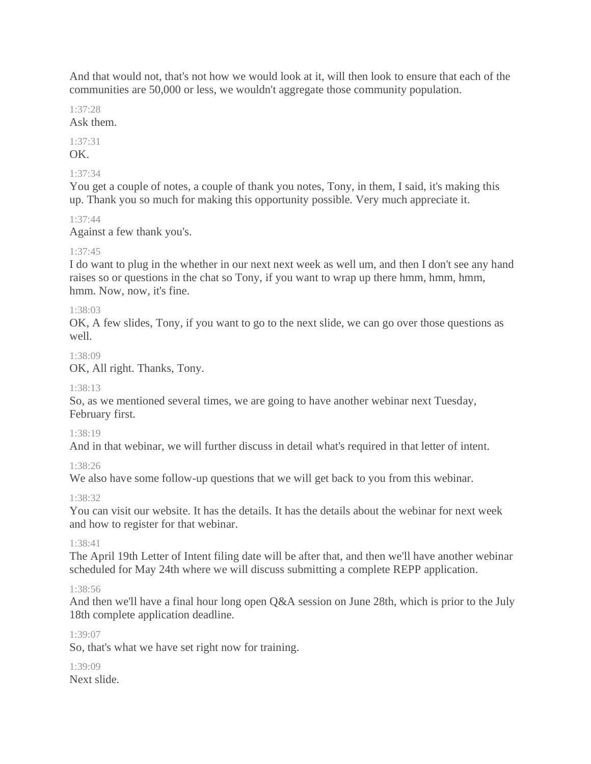And that would not, that's not how we would look at it, will then look to ensure that each of the communities are 50,000 or less, we wouldn't aggregate those community population.

1:37:28
Ask them.

1:37:31
OK.

1:37:34
You get a couple of notes, a couple of thank you notes, Tony, in them, I said, it's making this up. Thank you so much for making this opportunity possible. Very much appreciate it.

1:37:44
Against a few thank you's.

1:37:45
I do want to plug in the whether in our next next week as well um, and then I don't see any hand raises so or questions in the chat so Tony, if you want to wrap up there hmm, hmm, hmm, hmm. Now, now, it's fine.

1:38:03
OK, A few slides, Tony, if you want to go to the next slide, we can go over those questions as well.

1:38:09
OK, All right. Thanks, Tony.

1:38:13
So, as we mentioned several times, we are going to have another webinar next Tuesday, February first.

1:38:19
And in that webinar, we will further discuss in detail what's required in that letter of intent.

1:38:26
We also have some follow-up questions that we will get back to you from this webinar.

1:38:32
You can visit our website. It has the details. It has the details about the webinar for next week and how to register for that webinar.

1:38:41
The April 19th Letter of Intent filing date will be after that, and then we'll have another webinar scheduled for May 24th where we will discuss submitting a complete REPP application.

1:38:56
And then we'll have a final hour long open Q&A session on June 28th, which is prior to the July 18th complete application deadline.

1:39:07
So, that's what we have set right now for training.

1:39:09
Next slide.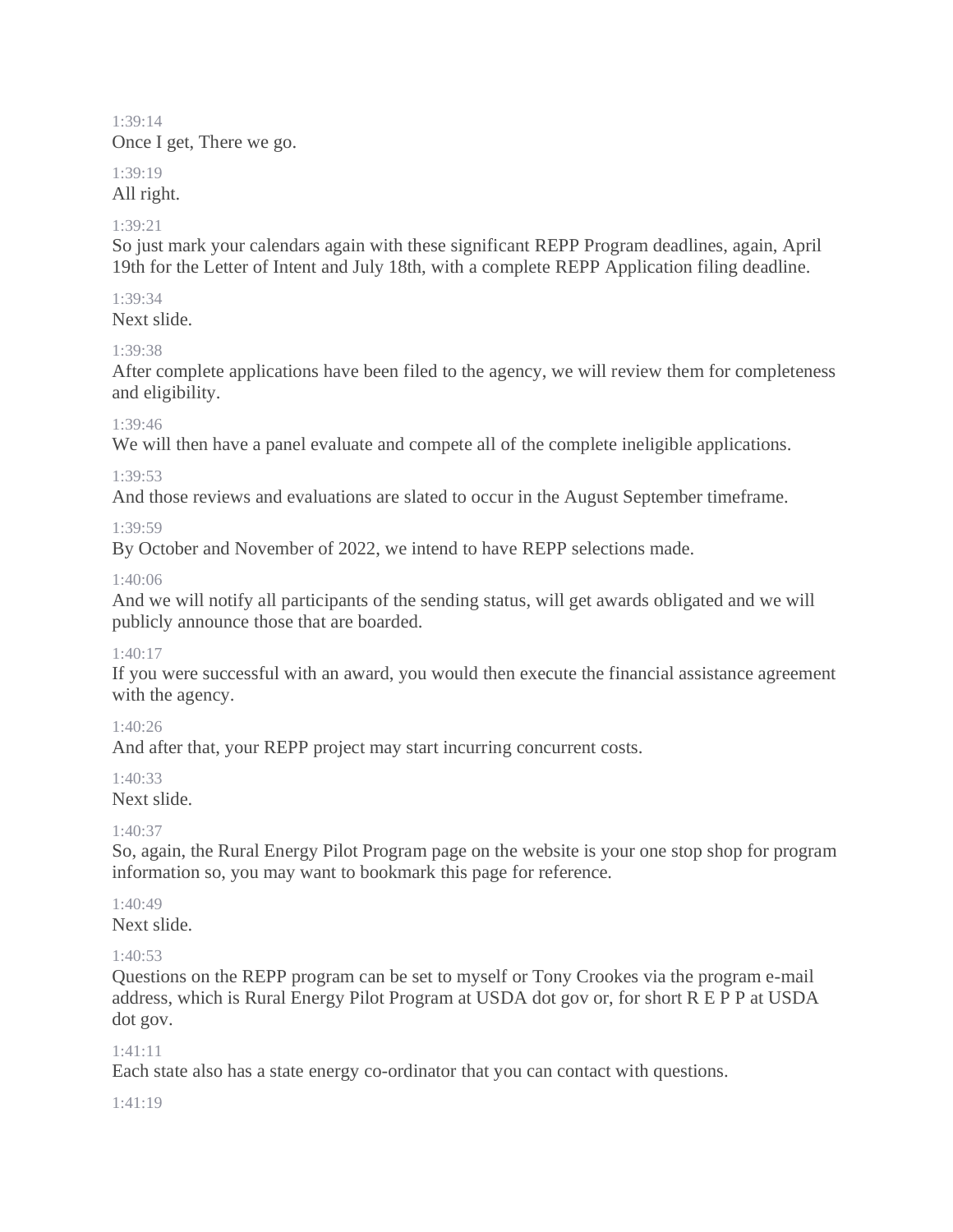1:39:14

Once I get, There we go.

1:39:19

All right.

1:39:21

So just mark your calendars again with these significant REPP Program deadlines, again, April 19th for the Letter of Intent and July 18th, with a complete REPP Application filing deadline.

1:39:34

Next slide.

1:39:38

After complete applications have been filed to the agency, we will review them for completeness and eligibility.

1:39:46

We will then have a panel evaluate and compete all of the complete ineligible applications.

1:39:53

And those reviews and evaluations are slated to occur in the August September timeframe.

1:39:59

By October and November of 2022, we intend to have REPP selections made.

1:40:06

And we will notify all participants of the sending status, will get awards obligated and we will publicly announce those that are boarded.

1:40:17

If you were successful with an award, you would then execute the financial assistance agreement with the agency.

1:40:26

And after that, your REPP project may start incurring concurrent costs.

1:40:33

Next slide.

1:40:37

So, again, the Rural Energy Pilot Program page on the website is your one stop shop for program information so, you may want to bookmark this page for reference.

1:40:49

Next slide.

1:40:53

Questions on the REPP program can be set to myself or Tony Crookes via the program e-mail address, which is Rural Energy Pilot Program at USDA dot gov or, for short R E P P at USDA dot gov.

1:41:11

Each state also has a state energy co-ordinator that you can contact with questions.

1:41:19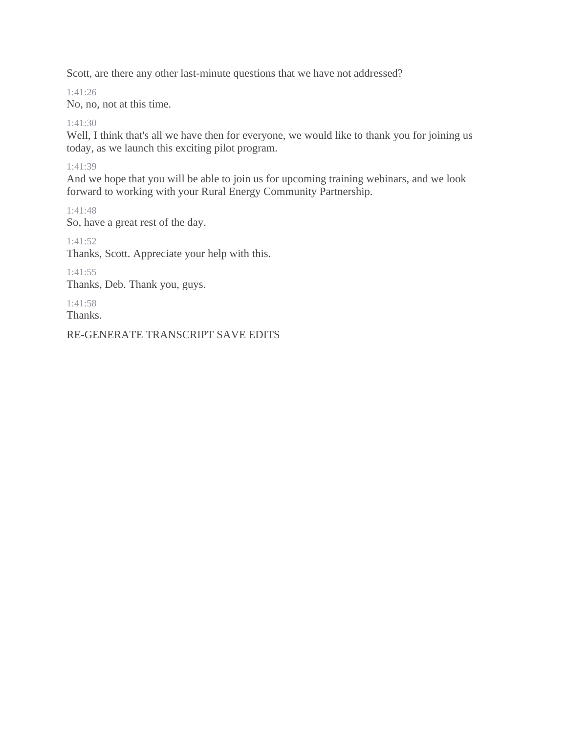Scott, are there any other last-minute questions that we have not addressed?

1:41:26
No, no, not at this time.

1:41:30
Well, I think that's all we have then for everyone, we would like to thank you for joining us today, as we launch this exciting pilot program.

1:41:39
And we hope that you will be able to join us for upcoming training webinars, and we look forward to working with your Rural Energy Community Partnership.

1:41:48
So, have a great rest of the day.

1:41:52
Thanks, Scott. Appreciate your help with this.

1:41:55
Thanks, Deb. Thank you, guys.

1:41:58
Thanks.

RE-GENERATE TRANSCRIPT SAVE EDITS